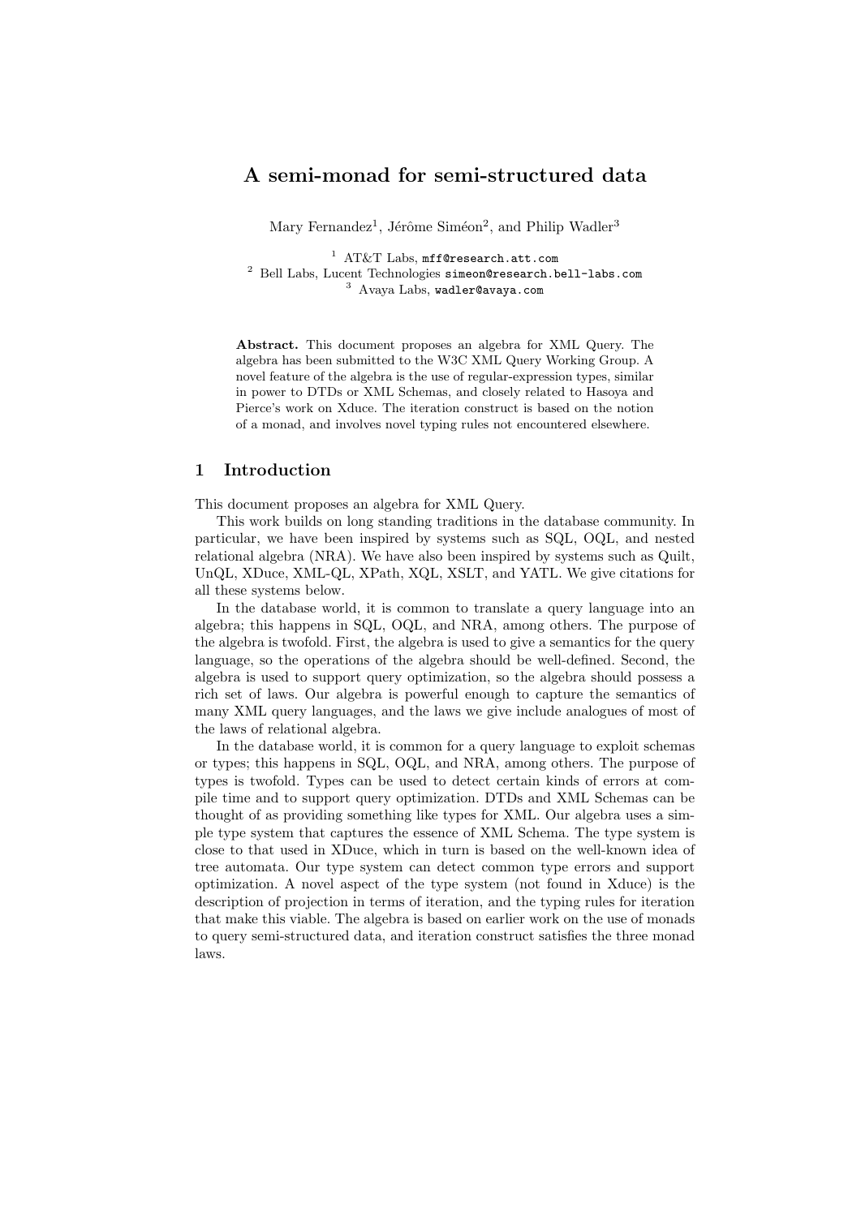# A semi-monad for semi-structured data

Mary Fernandez[1], Jérôme Siméon[2], and Philip Wadler[3]

[1] AT&T Labs, mff@research.att.com
[2] Bell Labs, Lucent Technologies simeon@research.bell-labs.com
[3] Avaya Labs, wadler@avaya.com

**Abstract.** This document proposes an algebra for XML Query. The algebra has been submitted to the W3C XML Query Working Group. A novel feature of the algebra is the use of regular-expression types, similar in power to DTDs or XML Schemas, and closely related to Hasoya and Pierce's work on Xduce. The iteration construct is based on the notion of a monad, and involves novel typing rules not encountered elsewhere.

## 1 Introduction

This document proposes an algebra for XML Query.

This work builds on long standing traditions in the database community. In particular, we have been inspired by systems such as SQL, OQL, and nested relational algebra (NRA). We have also been inspired by systems such as Quilt, UnQL, XDuce, XML-QL, XPath, XQL, XSLT, and YATL. We give citations for all these systems below.

In the database world, it is common to translate a query language into an algebra; this happens in SQL, OQL, and NRA, among others. The purpose of the algebra is twofold. First, the algebra is used to give a semantics for the query language, so the operations of the algebra should be well-defined. Second, the algebra is used to support query optimization, so the algebra should possess a rich set of laws. Our algebra is powerful enough to capture the semantics of many XML query languages, and the laws we give include analogues of most of the laws of relational algebra.

In the database world, it is common for a query language to exploit schemas or types; this happens in SQL, OQL, and NRA, among others. The purpose of types is twofold. Types can be used to detect certain kinds of errors at compile time and to support query optimization. DTDs and XML Schemas can be thought of as providing something like types for XML. Our algebra uses a simple type system that captures the essence of XML Schema. The type system is close to that used in XDuce, which in turn is based on the well-known idea of tree automata. Our type system can detect common type errors and support optimization. A novel aspect of the type system (not found in Xduce) is the description of projection in terms of iteration, and the typing rules for iteration that make this viable. The algebra is based on earlier work on the use of monads to query semi-structured data, and iteration construct satisfies the three monad laws.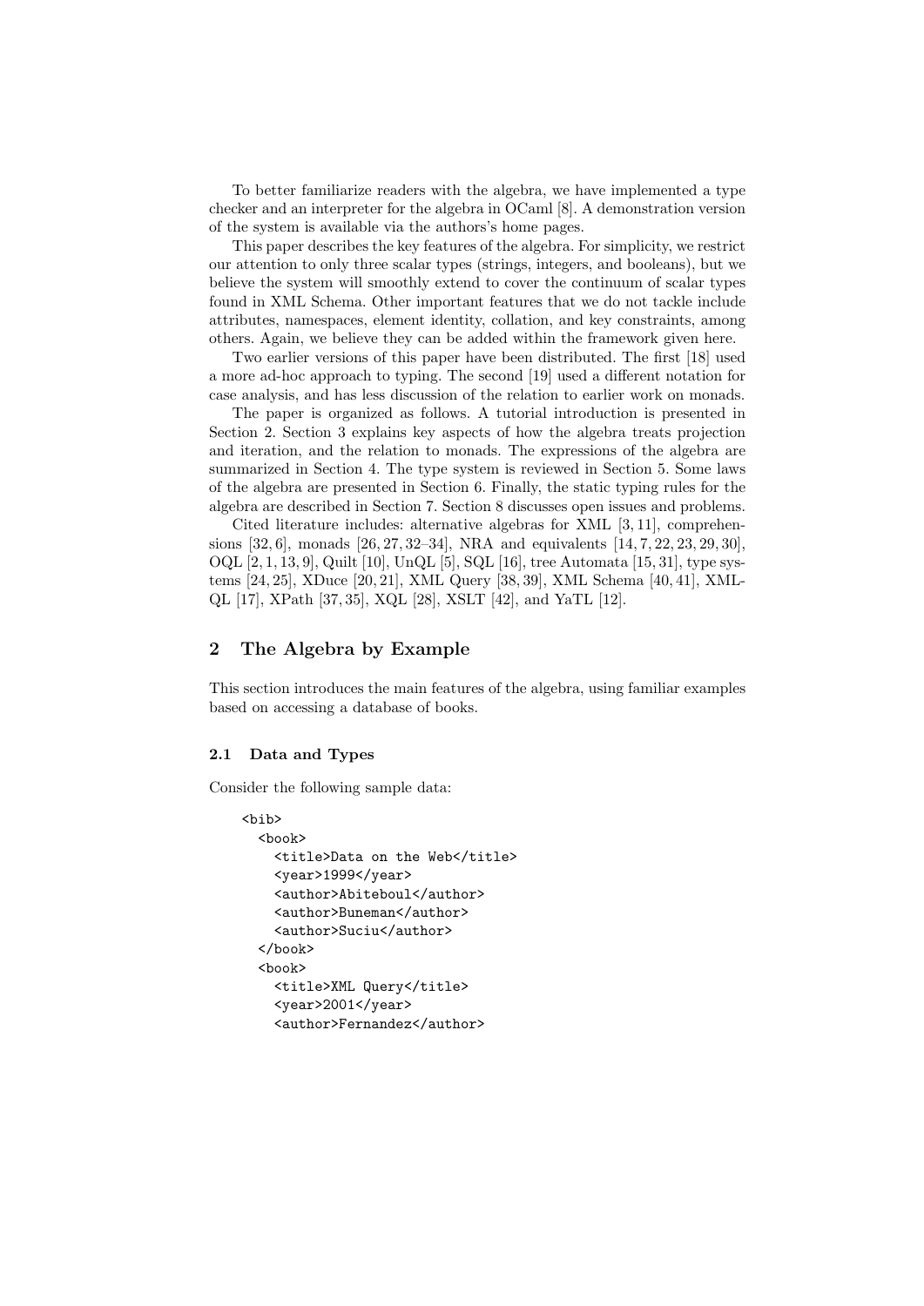To better familiarize readers with the algebra, we have implemented a type checker and an interpreter for the algebra in OCaml [8]. A demonstration version of the system is available via the authors's home pages.

This paper describes the key features of the algebra. For simplicity, we restrict our attention to only three scalar types (strings, integers, and booleans), but we believe the system will smoothly extend to cover the continuum of scalar types found in XML Schema. Other important features that we do not tackle include attributes, namespaces, element identity, collation, and key constraints, among others. Again, we believe they can be added within the framework given here.

Two earlier versions of this paper have been distributed. The first [18] used a more ad-hoc approach to typing. The second [19] used a different notation for case analysis, and has less discussion of the relation to earlier work on monads.

The paper is organized as follows. A tutorial introduction is presented in Section 2. Section 3 explains key aspects of how the algebra treats projection and iteration, and the relation to monads. The expressions of the algebra are summarized in Section 4. The type system is reviewed in Section 5. Some laws of the algebra are presented in Section 6. Finally, the static typing rules for the algebra are described in Section 7. Section 8 discusses open issues and problems.

Cited literature includes: alternative algebras for XML [3, 11], comprehensions [32, 6], monads [26, 27, 32–34], NRA and equivalents [14, 7, 22, 23, 29, 30], OQL [2, 1, 13, 9], Quilt [10], UnQL [5], SQL [16], tree Automata [15, 31], type systems [24, 25], XDuce [20, 21], XML Query [38, 39], XML Schema [40, 41], XML-QL [17], XPath [37, 35], XQL [28], XSLT [42], and YaTL [12].

## 2 The Algebra by Example

This section introduces the main features of the algebra, using familiar examples based on accessing a database of books.

### 2.1 Data and Types

Consider the following sample data:

```
<bib>
  <book>
    <title>Data on the Web</title>
    <year>1999</year>
    <author>Abiteboul</author>
    <author>Buneman</author>
    <author>Suciu</author>
  </book>
  <book>
    <title>XML Query</title>
    <year>2001</year>
    <author>Fernandez</author>
```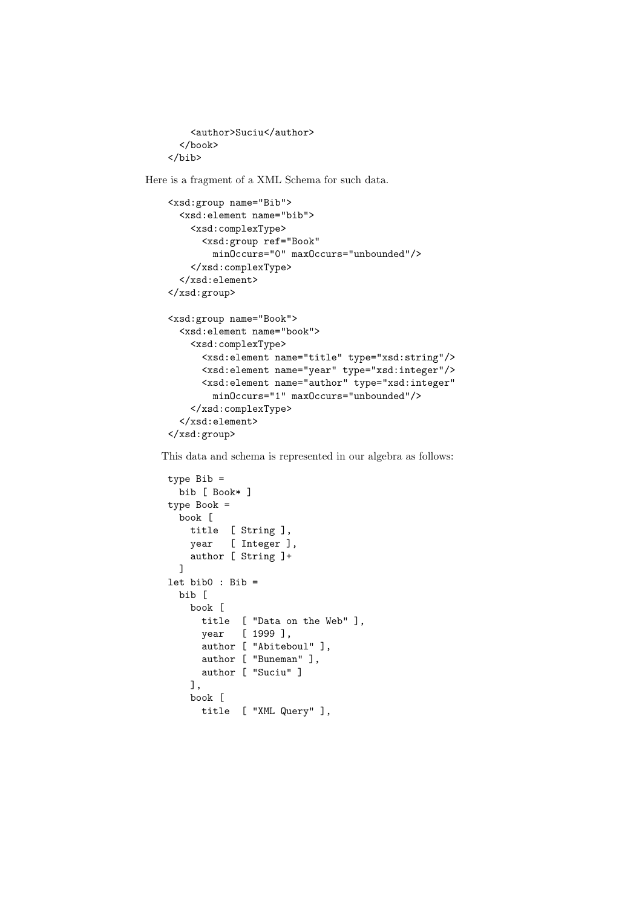```
      <author>Suciu</author>
    </book>
  </bib>
```

Here is a fragment of a XML Schema for such data.

```
<xsd:group name="Bib">
  <xsd:element name="bib">
    <xsd:complexType>
      <xsd:group ref="Book"
        minOccurs="0" maxOccurs="unbounded"/>
    </xsd:complexType>
  </xsd:element>
</xsd:group>

<xsd:group name="Book">
  <xsd:element name="book">
    <xsd:complexType>
      <xsd:element name="title" type="xsd:string"/>
      <xsd:element name="year" type="xsd:integer"/>
      <xsd:element name="author" type="xsd:integer"
        minOccurs="1" maxOccurs="unbounded"/>
    </xsd:complexType>
  </xsd:element>
</xsd:group>
```

This data and schema is represented in our algebra as follows:

```
type Bib =
  bib [ Book* ]
type Book =
  book [
    title  [ String ],
    year   [ Integer ],
    author [ String ]+
  ]
let bib0 : Bib =
  bib [
    book [
      title  [ "Data on the Web" ],
      year   [ 1999 ],
      author [ "Abiteboul" ],
      author [ "Buneman" ],
      author [ "Suciu" ]
    ],
    book [
      title  [ "XML Query" ],
```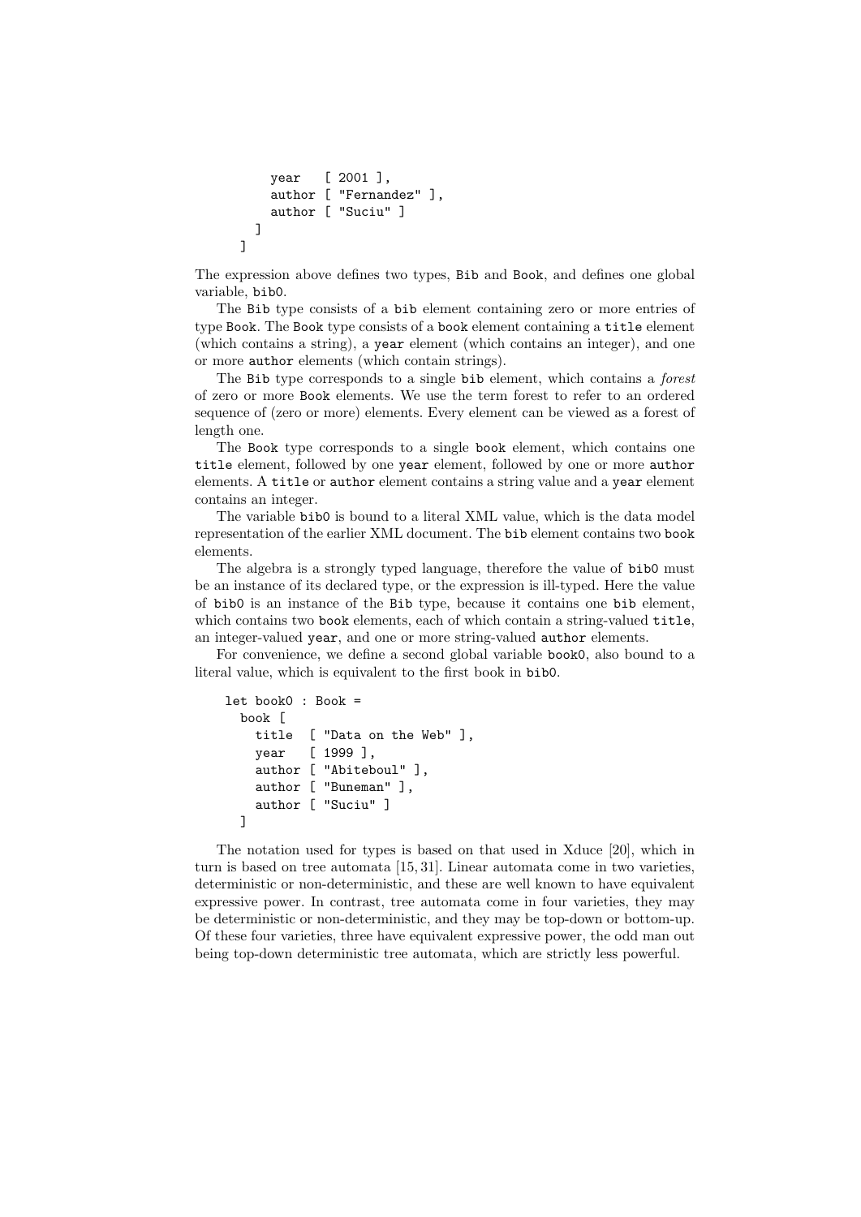```
      year   [ 2001 ],
      author [ "Fernandez" ],
      author [ "Suciu" ]
    ]
  ]
```

The expression above defines two types, Bib and Book, and defines one global variable, bib0.

The Bib type consists of a bib element containing zero or more entries of type Book. The Book type consists of a book element containing a title element (which contains a string), a year element (which contains an integer), and one or more author elements (which contain strings).

The Bib type corresponds to a single bib element, which contains a *forest* of zero or more Book elements. We use the term forest to refer to an ordered sequence of (zero or more) elements. Every element can be viewed as a forest of length one.

The Book type corresponds to a single book element, which contains one title element, followed by one year element, followed by one or more author elements. A title or author element contains a string value and a year element contains an integer.

The variable bib0 is bound to a literal XML value, which is the data model representation of the earlier XML document. The bib element contains two book elements.

The algebra is a strongly typed language, therefore the value of bib0 must be an instance of its declared type, or the expression is ill-typed. Here the value of bib0 is an instance of the Bib type, because it contains one bib element, which contains two book elements, each of which contain a string-valued title, an integer-valued year, and one or more string-valued author elements.

For convenience, we define a second global variable book0, also bound to a literal value, which is equivalent to the first book in bib0.

```
let book0 : Book =
  book [
    title  [ "Data on the Web" ],
    year   [ 1999 ],
    author [ "Abiteboul" ],
    author [ "Buneman" ],
    author [ "Suciu" ]
  ]
```

The notation used for types is based on that used in Xduce [20], which in turn is based on tree automata [15, 31]. Linear automata come in two varieties, deterministic or non-deterministic, and these are well known to have equivalent expressive power. In contrast, tree automata come in four varieties, they may be deterministic or non-deterministic, and they may be top-down or bottom-up. Of these four varieties, three have equivalent expressive power, the odd man out being top-down deterministic tree automata, which are strictly less powerful.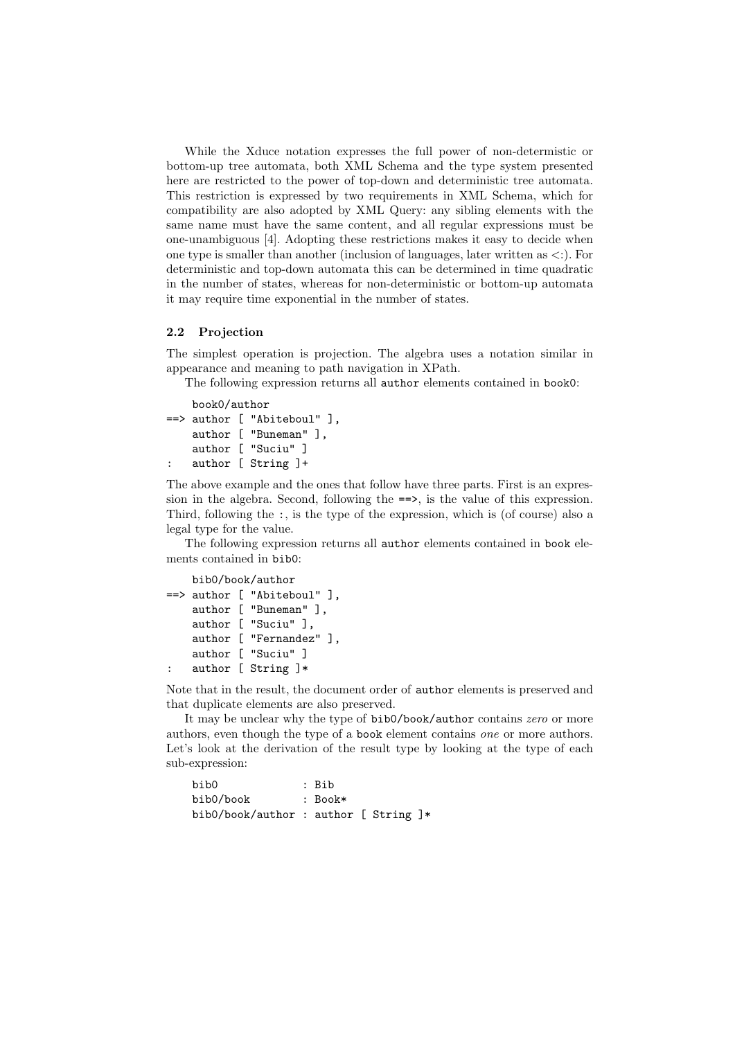While the Xduce notation expresses the full power of non-determistic or bottom-up tree automata, both XML Schema and the type system presented here are restricted to the power of top-down and deterministic tree automata. This restriction is expressed by two requirements in XML Schema, which for compatibility are also adopted by XML Query: any sibling elements with the same name must have the same content, and all regular expressions must be one-unambiguous [4]. Adopting these restrictions makes it easy to decide when one type is smaller than another (inclusion of languages, later written as <:). For deterministic and top-down automata this can be determined in time quadratic in the number of states, whereas for non-deterministic or bottom-up automata it may require time exponential in the number of states.

### 2.2 Projection

The simplest operation is projection. The algebra uses a notation similar in appearance and meaning to path navigation in XPath.

The following expression returns all `author` elements contained in `book0`:

```
    book0/author
==> author [ "Abiteboul" ],
    author [ "Buneman" ],
    author [ "Suciu" ]
:   author [ String ]+
```

The above example and the ones that follow have three parts. First is an expression in the algebra. Second, following the `==>`, is the value of this expression. Third, following the `:`, is the type of the expression, which is (of course) also a legal type for the value.

The following expression returns all `author` elements contained in `book` elements contained in `bib0`:

```
    bib0/book/author
==> author [ "Abiteboul" ],
    author [ "Buneman" ],
    author [ "Suciu" ],
    author [ "Fernandez" ],
    author [ "Suciu" ]
:   author [ String ]*
```

Note that in the result, the document order of `author` elements is preserved and that duplicate elements are also preserved.

It may be unclear why the type of `bib0/book/author` contains *zero* or more authors, even though the type of a `book` element contains *one* or more authors. Let's look at the derivation of the result type by looking at the type of each sub-expression:

```
    bib0             : Bib
    bib0/book        : Book*
    bib0/book/author : author [ String ]*
```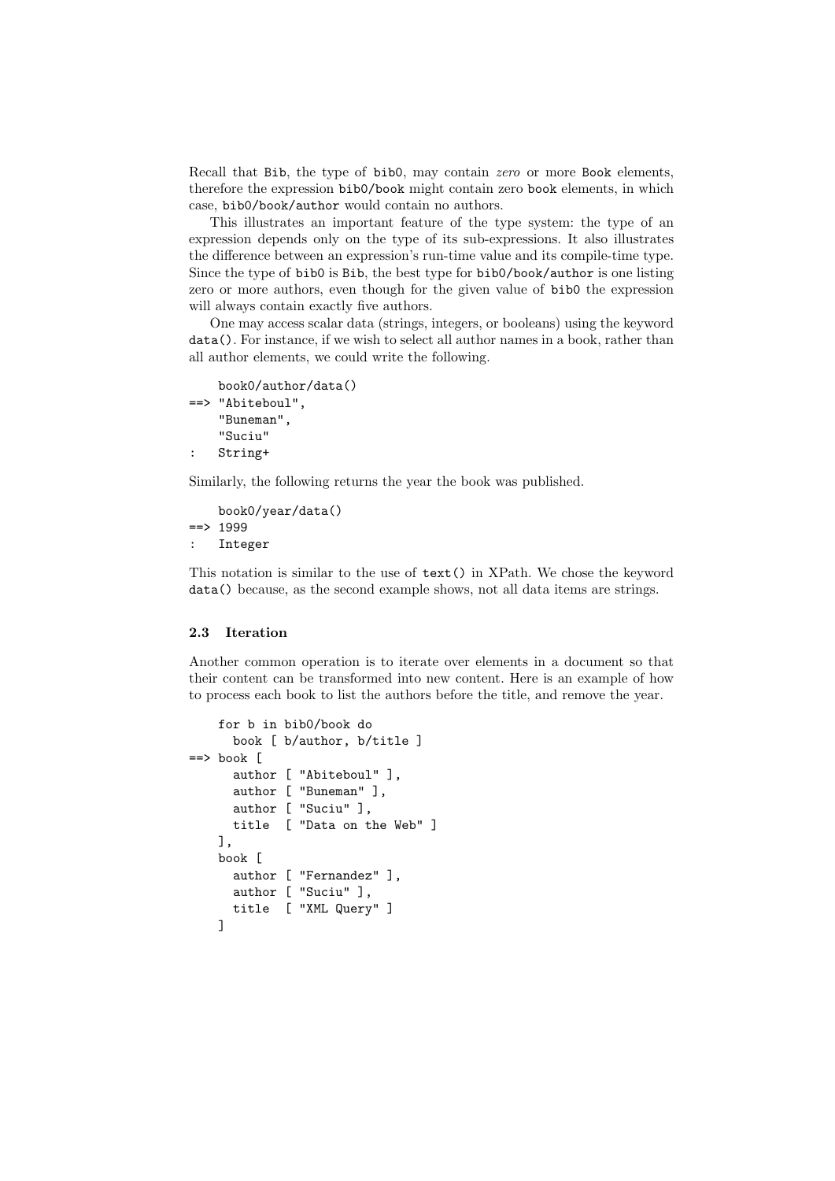Recall that `Bib`, the type of `bib0`, may contain *zero* or more `Book` elements, therefore the expression `bib0/book` might contain zero `book` elements, in which case, `bib0/book/author` would contain no authors.

This illustrates an important feature of the type system: the type of an expression depends only on the type of its sub-expressions. It also illustrates the difference between an expression's run-time value and its compile-time type. Since the type of `bib0` is `Bib`, the best type for `bib0/book/author` is one listing zero or more authors, even though for the given value of `bib0` the expression will always contain exactly five authors.

One may access scalar data (strings, integers, or booleans) using the keyword `data()`. For instance, if we wish to select all author names in a book, rather than all author elements, we could write the following.

```
    book0/author/data()
==> "Abiteboul",
    "Buneman",
    "Suciu"
:   String+
```

Similarly, the following returns the year the book was published.

```
    book0/year/data()
==> 1999
:   Integer
```

This notation is similar to the use of `text()` in XPath. We chose the keyword `data()` because, as the second example shows, not all data items are strings.

### 2.3 Iteration

Another common operation is to iterate over elements in a document so that their content can be transformed into new content. Here is an example of how to process each book to list the authors before the title, and remove the year.

```
    for b in bib0/book do
      book [ b/author, b/title ]
==> book [
      author [ "Abiteboul" ],
      author [ "Buneman" ],
      author [ "Suciu" ],
      title  [ "Data on the Web" ]
    ],
    book [
      author [ "Fernandez" ],
      author [ "Suciu" ],
      title  [ "XML Query" ]
    ]
```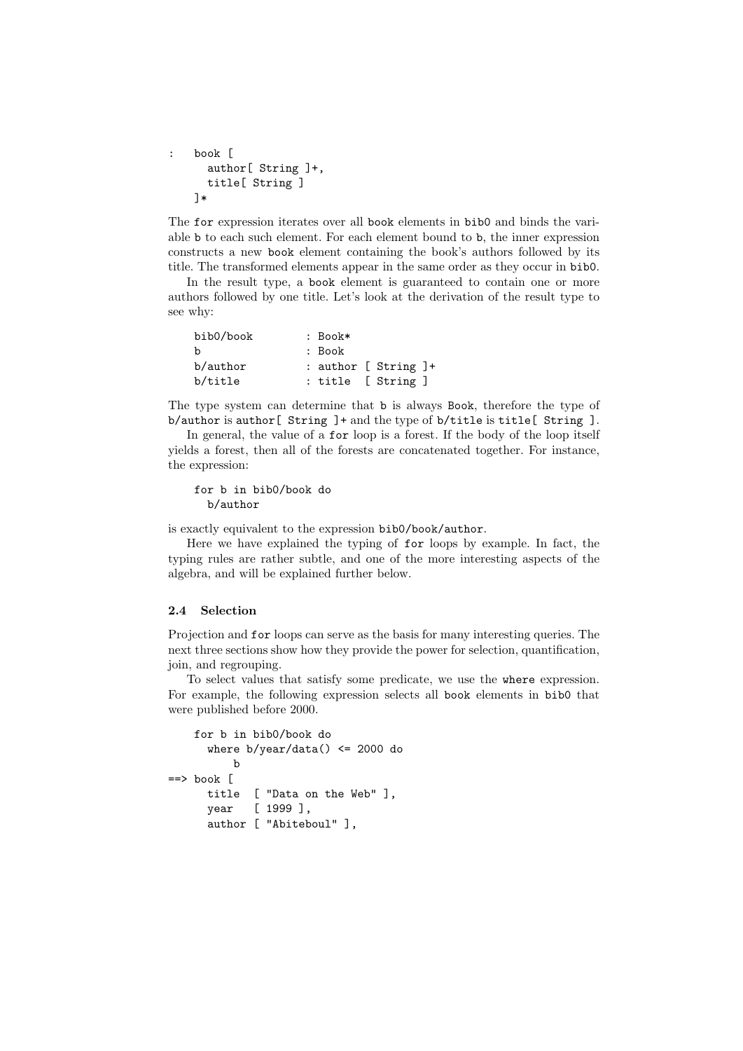```
:   book [
      author[ String ]+,
      title[ String ]
    ]*
```

The `for` expression iterates over all `book` elements in `bib0` and binds the variable `b` to each such element. For each element bound to `b`, the inner expression constructs a new `book` element containing the book's authors followed by its title. The transformed elements appear in the same order as they occur in `bib0`.

In the result type, a `book` element is guaranteed to contain one or more authors followed by one title. Let's look at the derivation of the result type to see why:

```
bib0/book        : Book*
b                : Book
b/author         : author [ String ]+
b/title          : title  [ String ]
```

The type system can determine that `b` is always `Book`, therefore the type of `b/author` is `author[ String ]+` and the type of `b/title` is `title[ String ]`.

In general, the value of a `for` loop is a forest. If the body of the loop itself yields a forest, then all of the forests are concatenated together. For instance, the expression:

```
for b in bib0/book do
  b/author
```

is exactly equivalent to the expression `bib0/book/author`.

Here we have explained the typing of `for` loops by example. In fact, the typing rules are rather subtle, and one of the more interesting aspects of the algebra, and will be explained further below.

### 2.4 Selection

Projection and `for` loops can serve as the basis for many interesting queries. The next three sections show how they provide the power for selection, quantification, join, and regrouping.

To select values that satisfy some predicate, we use the `where` expression. For example, the following expression selects all `book` elements in `bib0` that were published before 2000.

```
    for b in bib0/book do
      where b/year/data() <= 2000 do
          b
==> book [
      title  [ "Data on the Web" ],
      year   [ 1999 ],
      author [ "Abiteboul" ],
```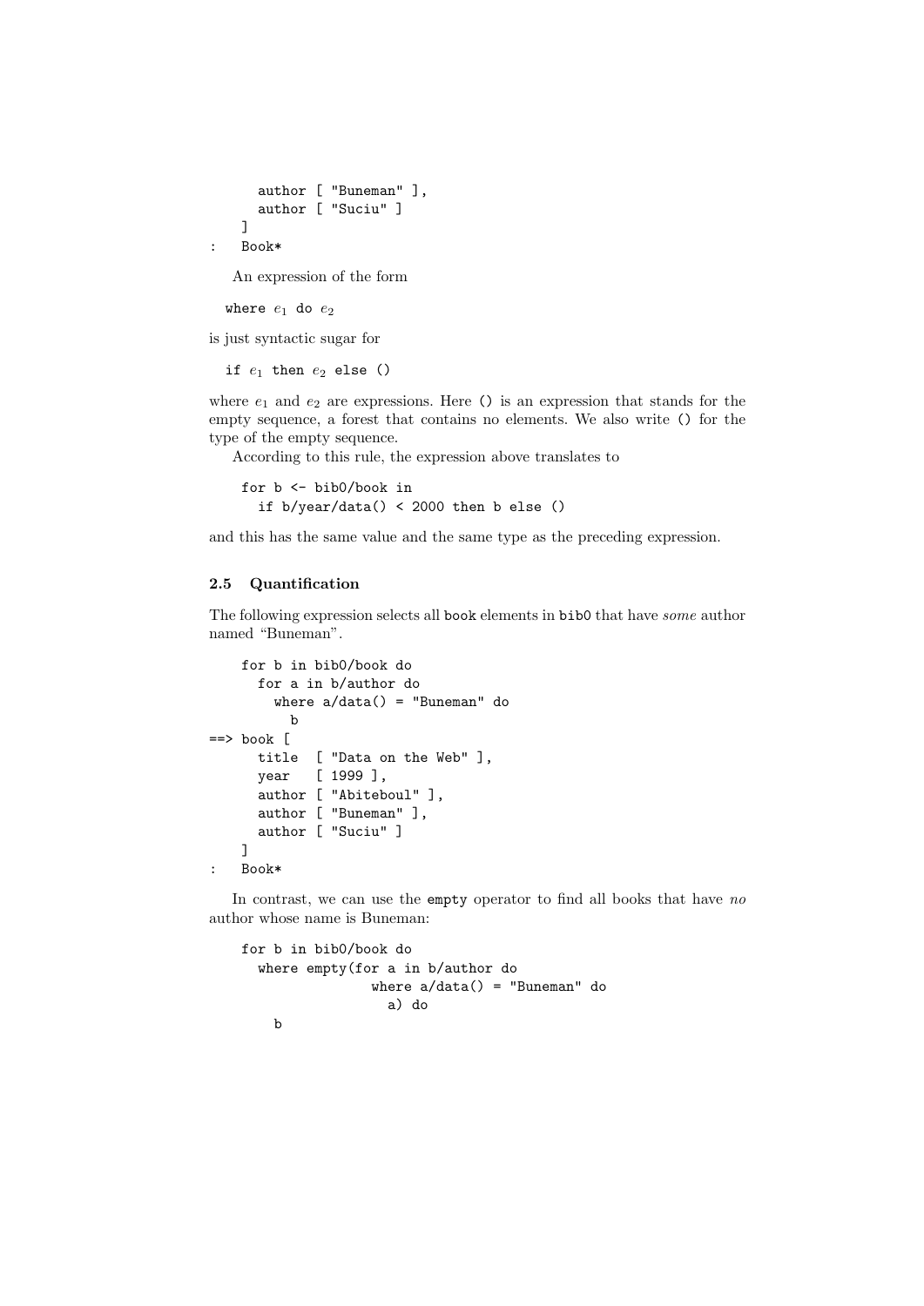```
      author [ "Buneman" ],
      author [ "Suciu" ]
    ]
:   Book*
```

An expression of the form

```
where e1 do e2
```

is just syntactic sugar for

```
if e1 then e2 else ()
```

where $e_1$ and $e_2$ are expressions. Here `()` is an expression that stands for the empty sequence, a forest that contains no elements. We also write `()` for the type of the empty sequence.

According to this rule, the expression above translates to

```
for b <- bib0/book in
  if b/year/data() < 2000 then b else ()
```

and this has the same value and the same type as the preceding expression.

### 2.5 Quantification

The following expression selects all `book` elements in `bib0` that have *some* author named “Buneman”.

```
    for b in bib0/book do
      for a in b/author do
        where a/data() = "Buneman" do
          b
==> book [
      title  [ "Data on the Web" ],
      year   [ 1999 ],
      author [ "Abiteboul" ],
      author [ "Buneman" ],
      author [ "Suciu" ]
    ]
:   Book*
```

In contrast, we can use the `empty` operator to find all books that have *no* author whose name is Buneman:

```
for b in bib0/book do
  where empty(for a in b/author do
                where a/data() = "Buneman" do
                  a) do
    b
```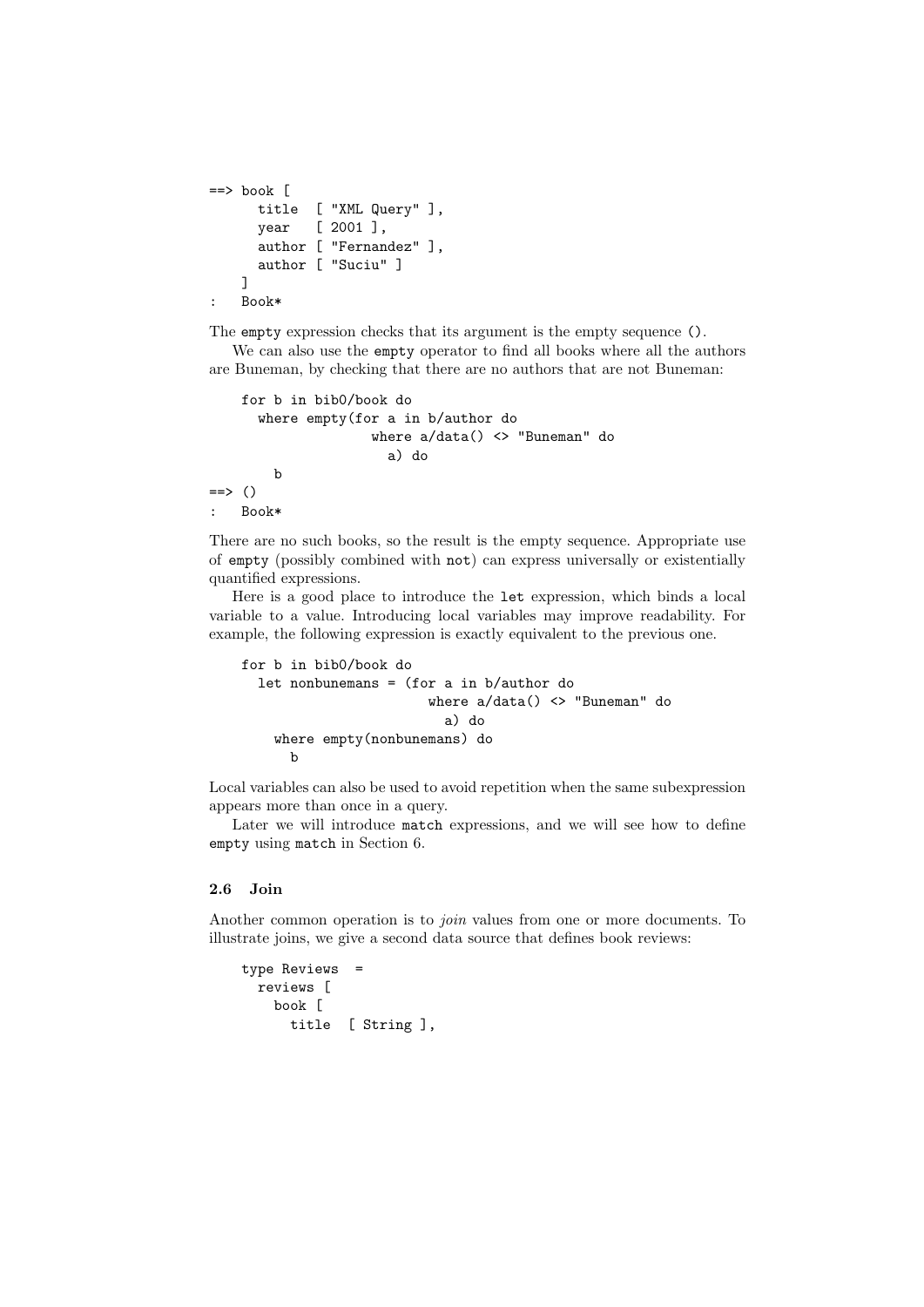```
==> book [
      title  [ "XML Query" ],
      year   [ 2001 ],
      author [ "Fernandez" ],
      author [ "Suciu" ]
    ]
:   Book*
```

The `empty` expression checks that its argument is the empty sequence `()`.

We can also use the `empty` operator to find all books where all the authors are Buneman, by checking that there are no authors that are not Buneman:

```
    for b in bib0/book do
      where empty(for a in b/author do
                    where a/data() <> "Buneman" do
                      a) do
        b
==> ()
:   Book*
```

There are no such books, so the result is the empty sequence. Appropriate use of `empty` (possibly combined with `not`) can express universally or existentially quantified expressions.

Here is a good place to introduce the `let` expression, which binds a local variable to a value. Introducing local variables may improve readability. For example, the following expression is exactly equivalent to the previous one.

```
    for b in bib0/book do
      let nonbunemans = (for a in b/author do
                           where a/data() <> "Buneman" do
                             a) do
        where empty(nonbunemans) do
          b
```

Local variables can also be used to avoid repetition when the same subexpression appears more than once in a query.

Later we will introduce `match` expressions, and we will see how to define `empty` using `match` in Section 6.

### 2.6 Join

Another common operation is to *join* values from one or more documents. To illustrate joins, we give a second data source that defines book reviews:

```
    type Reviews  =
      reviews [
        book [
          title  [ String ],
```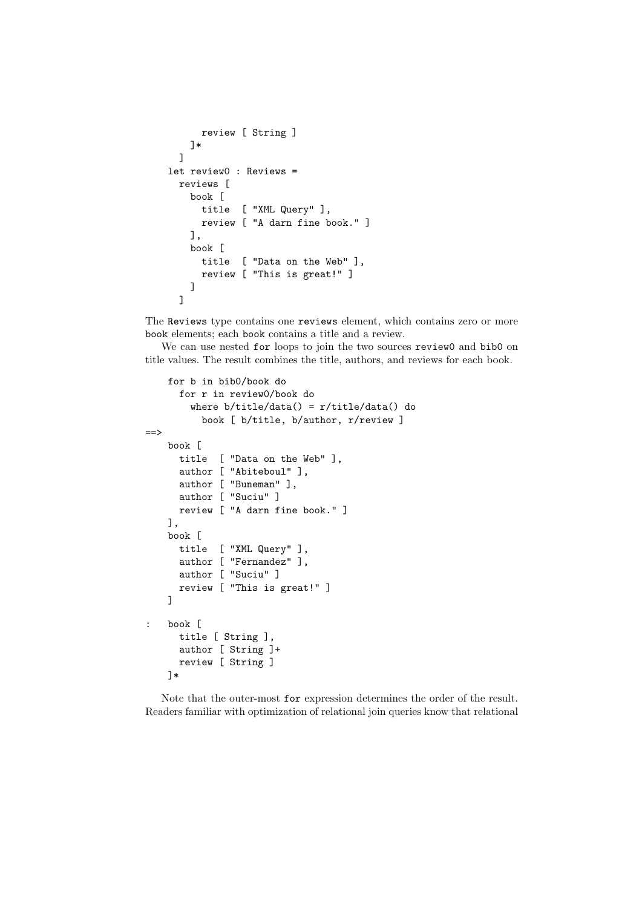```
      review [ String ]
    ]*
  ]
let review0 : Reviews =
  reviews [
    book [
      title  [ "XML Query" ],
      review [ "A darn fine book." ]
    ],
    book [
      title  [ "Data on the Web" ],
      review [ "This is great!" ]
    ]
  ]
```

The Reviews type contains one reviews element, which contains zero or more book elements; each book contains a title and a review.

We can use nested for loops to join the two sources review0 and bib0 on title values. The result combines the title, authors, and reviews for each book.

```
    for b in bib0/book do
      for r in review0/book do
        where b/title/data() = r/title/data() do
          book [ b/title, b/author, r/review ]
==>
    book [
      title  [ "Data on the Web" ],
      author [ "Abiteboul" ],
      author [ "Buneman" ],
      author [ "Suciu" ]
      review [ "A darn fine book." ]
    ],
    book [
      title  [ "XML Query" ],
      author [ "Fernandez" ],
      author [ "Suciu" ]
      review [ "This is great!" ]
    ]
:   book [
      title [ String ],
      author [ String ]+
      review [ String ]
    ]*
```

Note that the outer-most for expression determines the order of the result. Readers familiar with optimization of relational join queries know that relational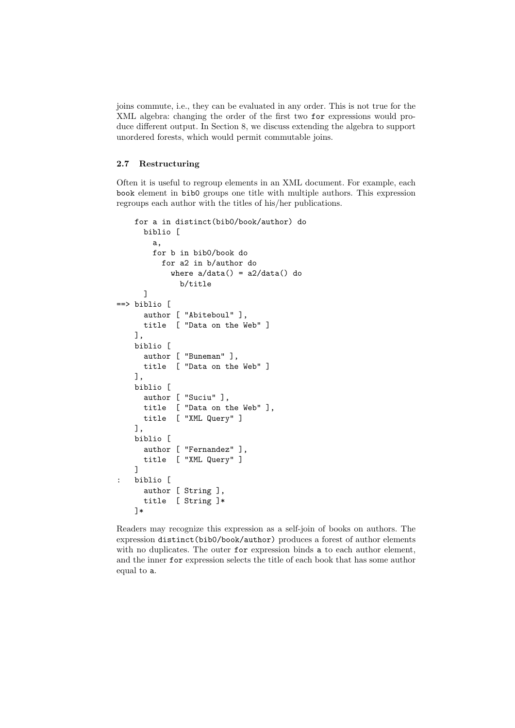joins commute, i.e., they can be evaluated in any order. This is not true for the XML algebra: changing the order of the first two `for` expressions would produce different output. In Section 8, we discuss extending the algebra to support unordered forests, which would permit commutable joins.

### 2.7 Restructuring

Often it is useful to regroup elements in an XML document. For example, each `book` element in `bib0` groups one title with multiple authors. This expression regroups each author with the titles of his/her publications.

```
    for a in distinct(bib0/book/author) do
      biblio [
        a,
        for b in bib0/book do
          for a2 in b/author do
            where a/data() = a2/data() do
              b/title
      ]
==> biblio [
      author [ "Abiteboul" ],
      title  [ "Data on the Web" ]
    ],
    biblio [
      author [ "Buneman" ],
      title  [ "Data on the Web" ]
    ],
    biblio [
      author [ "Suciu" ],
      title  [ "Data on the Web" ],
      title  [ "XML Query" ]
    ],
    biblio [
      author [ "Fernandez" ],
      title  [ "XML Query" ]
    ]
:   biblio [
      author [ String ],
      title  [ String ]*
    ]*
```

Readers may recognize this expression as a self-join of books on authors. The expression `distinct(bib0/book/author)` produces a forest of author elements with no duplicates. The outer `for` expression binds `a` to each author element, and the inner `for` expression selects the title of each book that has some author equal to `a`.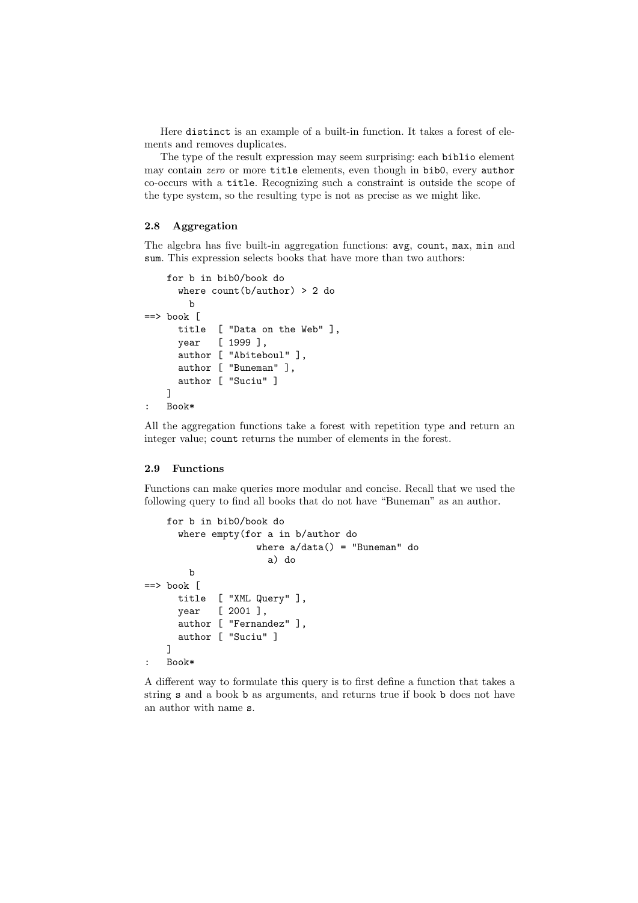Here `distinct` is an example of a built-in function. It takes a forest of elements and removes duplicates.

The type of the result expression may seem surprising: each `biblio` element may contain *zero* or more `title` elements, even though in `bib0`, every `author` co-occurs with a `title`. Recognizing such a constraint is outside the scope of the type system, so the resulting type is not as precise as we might like.

### 2.8 Aggregation

The algebra has five built-in aggregation functions: `avg`, `count`, `max`, `min` and `sum`. This expression selects books that have more than two authors:

```
    for b in bib0/book do
      where count(b/author) > 2 do
        b
==> book [
      title  [ "Data on the Web" ],
      year   [ 1999 ],
      author [ "Abiteboul" ],
      author [ "Buneman" ],
      author [ "Suciu" ]
    ]
:   Book*
```

All the aggregation functions take a forest with repetition type and return an integer value; `count` returns the number of elements in the forest.

### 2.9 Functions

Functions can make queries more modular and concise. Recall that we used the following query to find all books that do not have "Buneman" as an author.

```
    for b in bib0/book do
      where empty(for a in b/author do
                    where a/data() = "Buneman" do
                      a) do
        b
==> book [
      title  [ "XML Query" ],
      year   [ 2001 ],
      author [ "Fernandez" ],
      author [ "Suciu" ]
    ]
:   Book*
```

A different way to formulate this query is to first define a function that takes a string `s` and a book `b` as arguments, and returns true if book `b` does not have an author with name `s`.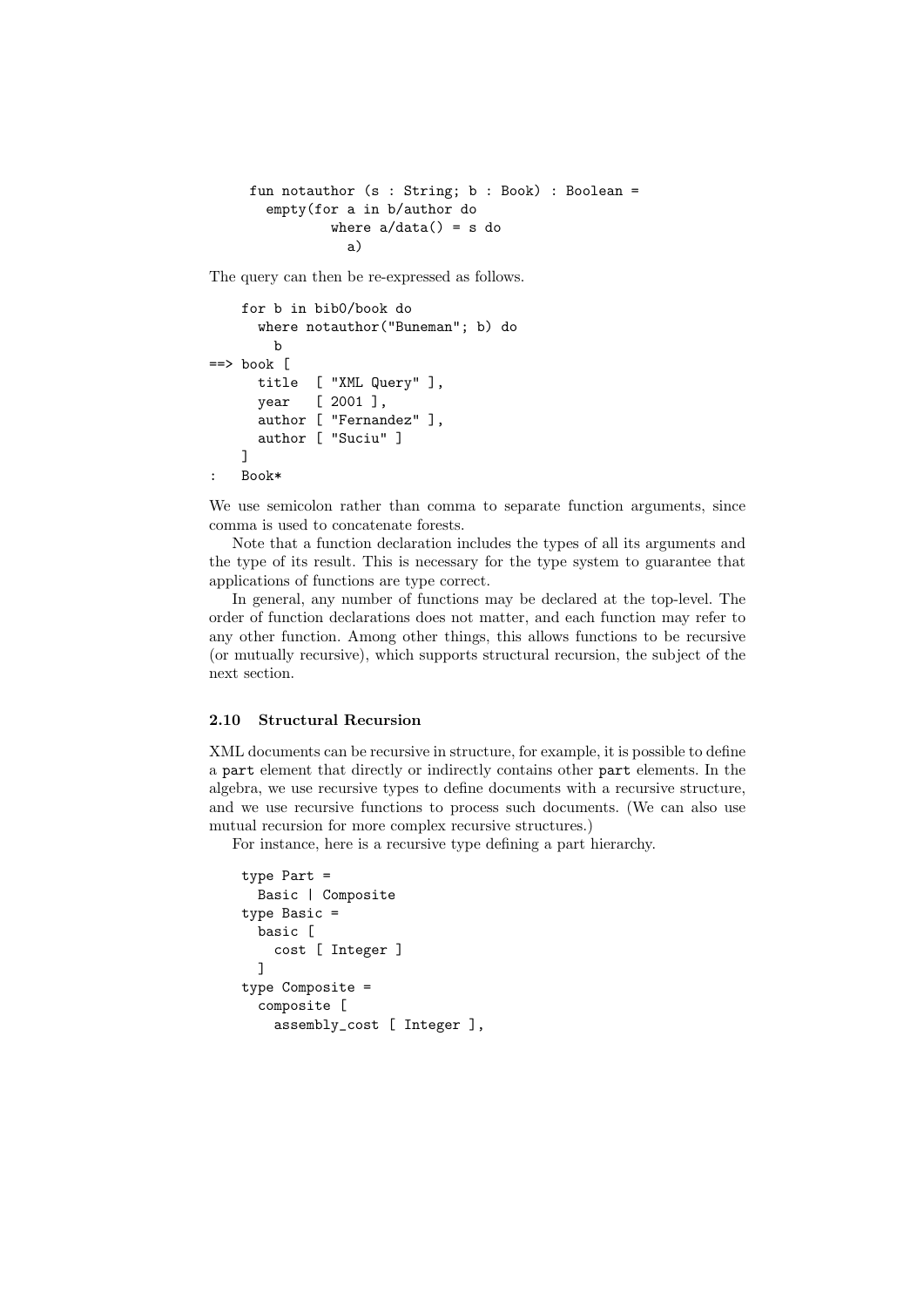```
fun notauthor (s : String; b : Book) : Boolean =
  empty(for a in b/author do
          where a/data() = s do
            a)
```

The query can then be re-expressed as follows.

```
    for b in bib0/book do
      where notauthor("Buneman"; b) do
        b
==> book [
      title  [ "XML Query" ],
      year   [ 2001 ],
      author [ "Fernandez" ],
      author [ "Suciu" ]
    ]
:   Book*
```

We use semicolon rather than comma to separate function arguments, since comma is used to concatenate forests.

Note that a function declaration includes the types of all its arguments and the type of its result. This is necessary for the type system to guarantee that applications of functions are type correct.

In general, any number of functions may be declared at the top-level. The order of function declarations does not matter, and each function may refer to any other function. Among other things, this allows functions to be recursive (or mutually recursive), which supports structural recursion, the subject of the next section.

### 2.10 Structural Recursion

XML documents can be recursive in structure, for example, it is possible to define a `part` element that directly or indirectly contains other `part` elements. In the algebra, we use recursive types to define documents with a recursive structure, and we use recursive functions to process such documents. (We can also use mutual recursion for more complex recursive structures.)

For instance, here is a recursive type defining a part hierarchy.

```
type Part =
  Basic | Composite
type Basic =
  basic [
    cost [ Integer ]
  ]
type Composite =
  composite [
    assembly_cost [ Integer ],
```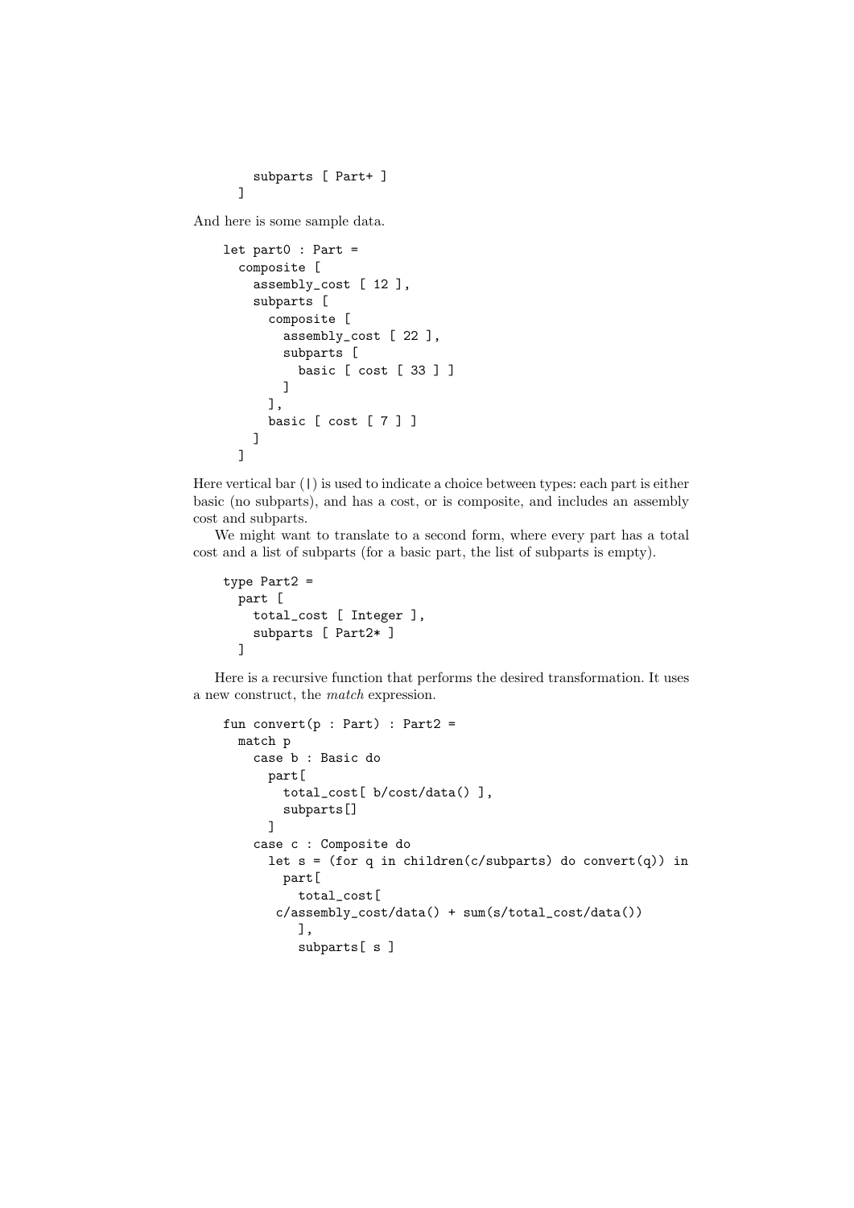```
    subparts [ Part+ ]
  ]
```

And here is some sample data.

```
let part0 : Part =
  composite [
    assembly_cost [ 12 ],
    subparts [
      composite [
        assembly_cost [ 22 ],
        subparts [
          basic [ cost [ 33 ] ]
        ]
      ],
      basic [ cost [ 7 ] ]
    ]
  ]
```

Here vertical bar (|) is used to indicate a choice between types: each part is either basic (no subparts), and has a cost, or is composite, and includes an assembly cost and subparts.

We might want to translate to a second form, where every part has a total cost and a list of subparts (for a basic part, the list of subparts is empty).

```
type Part2 =
  part [
    total_cost [ Integer ],
    subparts [ Part2* ]
  ]
```

Here is a recursive function that performs the desired transformation. It uses a new construct, the *match* expression.

```
fun convert(p : Part) : Part2 =
  match p
    case b : Basic do
      part[
        total_cost[ b/cost/data() ],
        subparts[]
      ]
    case c : Composite do
      let s = (for q in children(c/subparts) do convert(q)) in
        part[
          total_cost[
      c/assembly_cost/data() + sum(s/total_cost/data())
          ],
          subparts[ s ]
```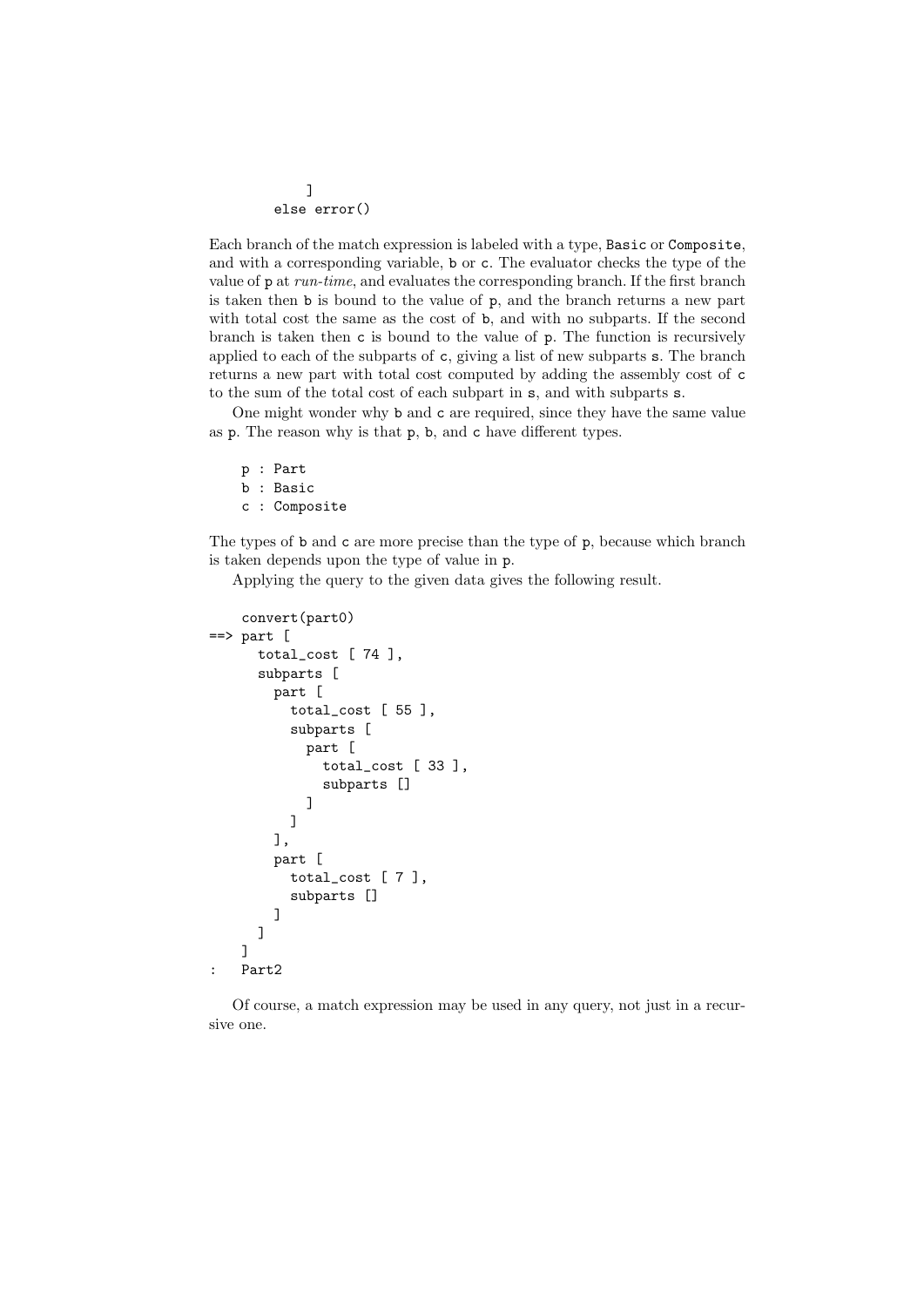```
          ]
        else error()
```

Each branch of the match expression is labeled with a type, `Basic` or `Composite`, and with a corresponding variable, `b` or `c`. The evaluator checks the type of the value of `p` at *run-time*, and evaluates the corresponding branch. If the first branch is taken then `b` is bound to the value of `p`, and the branch returns a new part with total cost the same as the cost of `b`, and with no subparts. If the second branch is taken then `c` is bound to the value of `p`. The function is recursively applied to each of the subparts of `c`, giving a list of new subparts `s`. The branch returns a new part with total cost computed by adding the assembly cost of `c` to the sum of the total cost of each subpart in `s`, and with subparts `s`.

One might wonder why `b` and `c` are required, since they have the same value as `p`. The reason why is that `p`, `b`, and `c` have different types.

```
p : Part
b : Basic
c : Composite
```

The types of `b` and `c` are more precise than the type of `p`, because which branch is taken depends upon the type of value in `p`.

Applying the query to the given data gives the following result.

```
    convert(part0)
==> part [
      total_cost [ 74 ],
      subparts [
        part [
          total_cost [ 55 ],
          subparts [
            part [
              total_cost [ 33 ],
              subparts []
            ]
          ]
        ],
        part [
          total_cost [ 7 ],
          subparts []
        ]
      ]
    ]
:   Part2
```

Of course, a match expression may be used in any query, not just in a recursive one.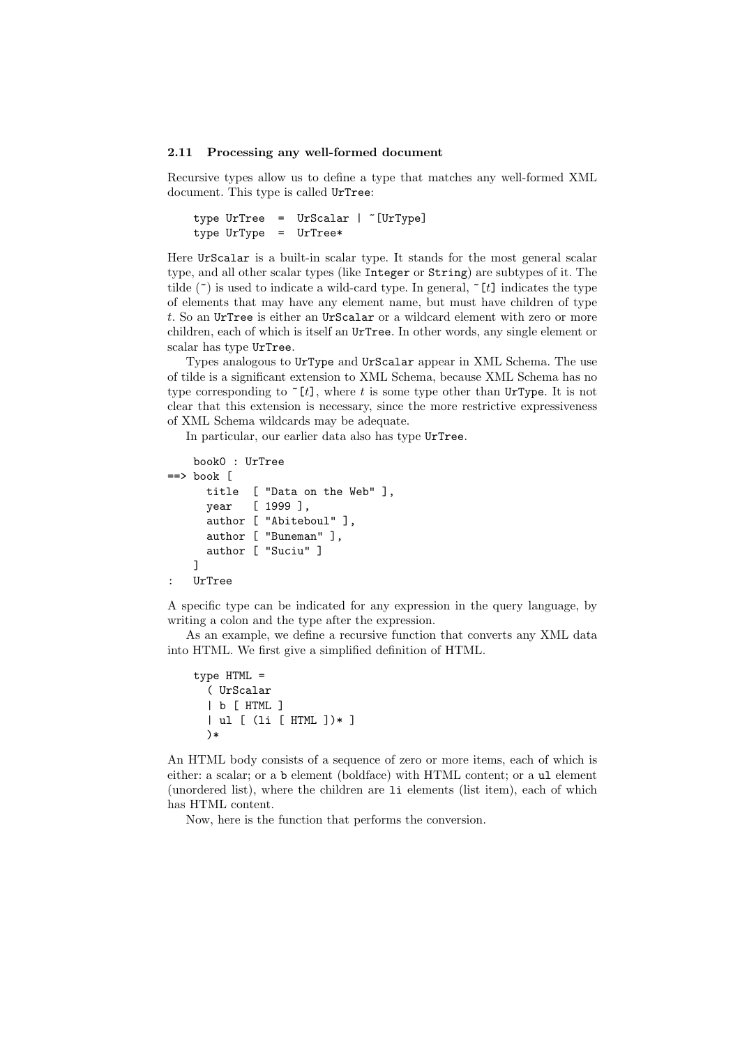### 2.11 Processing any well-formed document

Recursive types allow us to define a type that matches any well-formed XML document. This type is called `UrTree`:

```
type UrTree  =  UrScalar | ~[UrType]
type UrType  =  UrTree*
```

Here `UrScalar` is a built-in scalar type. It stands for the most general scalar type, and all other scalar types (like `Integer` or `String`) are subtypes of it. The tilde (`~`) is used to indicate a wild-card type. In general, `~[`*t*`]` indicates the type of elements that may have any element name, but must have children of type *t*. So an `UrTree` is either an `UrScalar` or a wildcard element with zero or more children, each of which is itself an `UrTree`. In other words, any single element or scalar has type `UrTree`.

Types analogous to `UrType` and `UrScalar` appear in XML Schema. The use of tilde is a significant extension to XML Schema, because XML Schema has no type corresponding to `~[`*t*`]`, where *t* is some type other than `UrType`. It is not clear that this extension is necessary, since the more restrictive expressiveness of XML Schema wildcards may be adequate.

In particular, our earlier data also has type `UrTree`.

```
    book0 : UrTree
==> book [
      title  [ "Data on the Web" ],
      year   [ 1999 ],
      author [ "Abiteboul" ],
      author [ "Buneman" ],
      author [ "Suciu" ]
    ]
:   UrTree
```

A specific type can be indicated for any expression in the query language, by writing a colon and the type after the expression.

As an example, we define a recursive function that converts any XML data into HTML. We first give a simplified definition of HTML.

```
type HTML =
  ( UrScalar
  | b [ HTML ]
  | ul [ (li [ HTML ])* ]
  )*
```

An HTML body consists of a sequence of zero or more items, each of which is either: a scalar; or a `b` element (boldface) with HTML content; or a `ul` element (unordered list), where the children are `li` elements (list item), each of which has HTML content.

Now, here is the function that performs the conversion.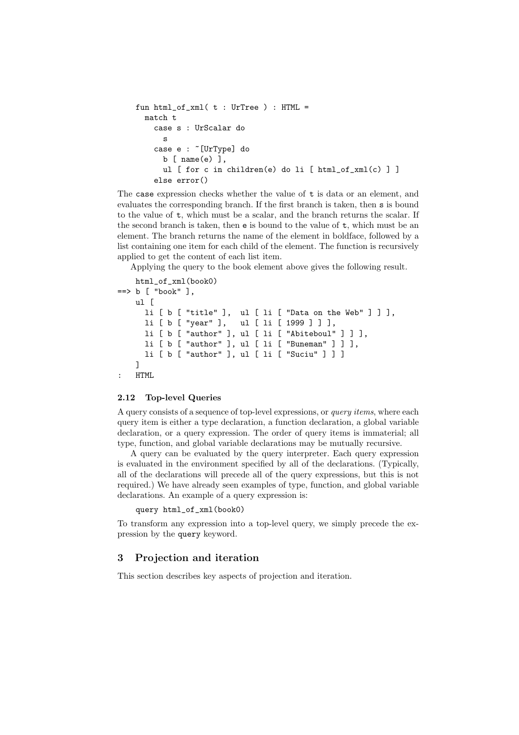```
fun html_of_xml( t : UrTree ) : HTML =
  match t
    case s : UrScalar do
      s
    case e : ~[UrType] do
      b [ name(e) ],
      ul [ for c in children(e) do li [ html_of_xml(c) ] ]
    else error()
```

The case expression checks whether the value of t is data or an element, and evaluates the corresponding branch. If the first branch is taken, then s is bound to the value of t, which must be a scalar, and the branch returns the scalar. If the second branch is taken, then e is bound to the value of t, which must be an element. The branch returns the name of the element in boldface, followed by a list containing one item for each child of the element. The function is recursively applied to get the content of each list item.

Applying the query to the book element above gives the following result.

```
    html_of_xml(book0)
==> b [ "book" ],
    ul [
      li [ b [ "title" ],  ul [ li [ "Data on the Web" ] ] ],
      li [ b [ "year" ],   ul [ li [ 1999 ] ] ],
      li [ b [ "author" ], ul [ li [ "Abiteboul" ] ] ],
      li [ b [ "author" ], ul [ li [ "Buneman" ] ] ],
      li [ b [ "author" ], ul [ li [ "Suciu" ] ] ]
    ]
:   HTML
```

### 2.12 Top-level Queries

A query consists of a sequence of top-level expressions, or *query items*, where each query item is either a type declaration, a function declaration, a global variable declaration, or a query expression. The order of query items is immaterial; all type, function, and global variable declarations may be mutually recursive.

A query can be evaluated by the query interpreter. Each query expression is evaluated in the environment specified by all of the declarations. (Typically, all of the declarations will precede all of the query expressions, but this is not required.) We have already seen examples of type, function, and global variable declarations. An example of a query expression is:

```
query html_of_xml(book0)
```

To transform any expression into a top-level query, we simply precede the expression by the query keyword.

## 3 Projection and iteration

This section describes key aspects of projection and iteration.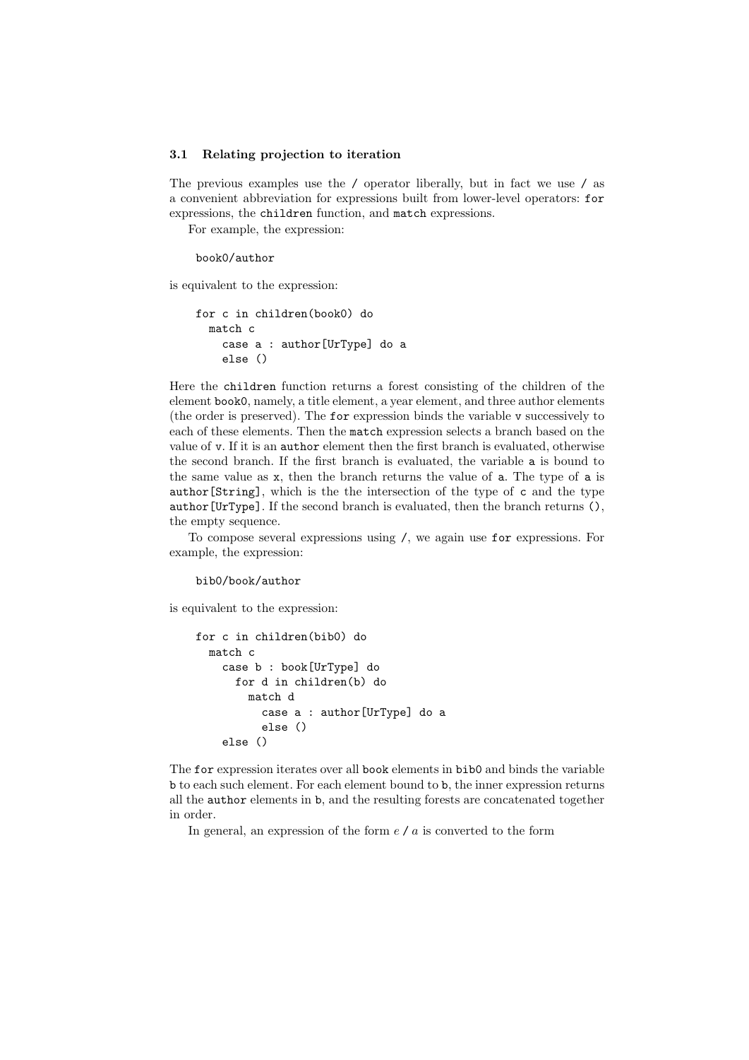### 3.1 Relating projection to iteration

The previous examples use the / operator liberally, but in fact we use / as a convenient abbreviation for expressions built from lower-level operators: `for` expressions, the `children` function, and `match` expressions.

For example, the expression:

```
book0/author
```

is equivalent to the expression:

```
for c in children(book0) do
  match c
    case a : author[UrType] do a
    else ()
```

Here the `children` function returns a forest consisting of the children of the element `book0`, namely, a title element, a year element, and three author elements (the order is preserved). The `for` expression binds the variable `v` successively to each of these elements. Then the `match` expression selects a branch based on the value of `v`. If it is an `author` element then the first branch is evaluated, otherwise the second branch. If the first branch is evaluated, the variable `a` is bound to the same value as `x`, then the branch returns the value of `a`. The type of `a` is `author[String]`, which is the the intersection of the type of `c` and the type `author[UrType]`. If the second branch is evaluated, then the branch returns `()`, the empty sequence.

To compose several expressions using /, we again use `for` expressions. For example, the expression:

```
bib0/book/author
```

is equivalent to the expression:

```
for c in children(bib0) do
  match c
    case b : book[UrType] do
      for d in children(b) do
        match d
          case a : author[UrType] do a
          else ()
    else ()
```

The `for` expression iterates over all `book` elements in `bib0` and binds the variable `b` to each such element. For each element bound to `b`, the inner expression returns all the `author` elements in `b`, and the resulting forests are concatenated together in order.

In general, an expression of the form *e* / *a* is converted to the form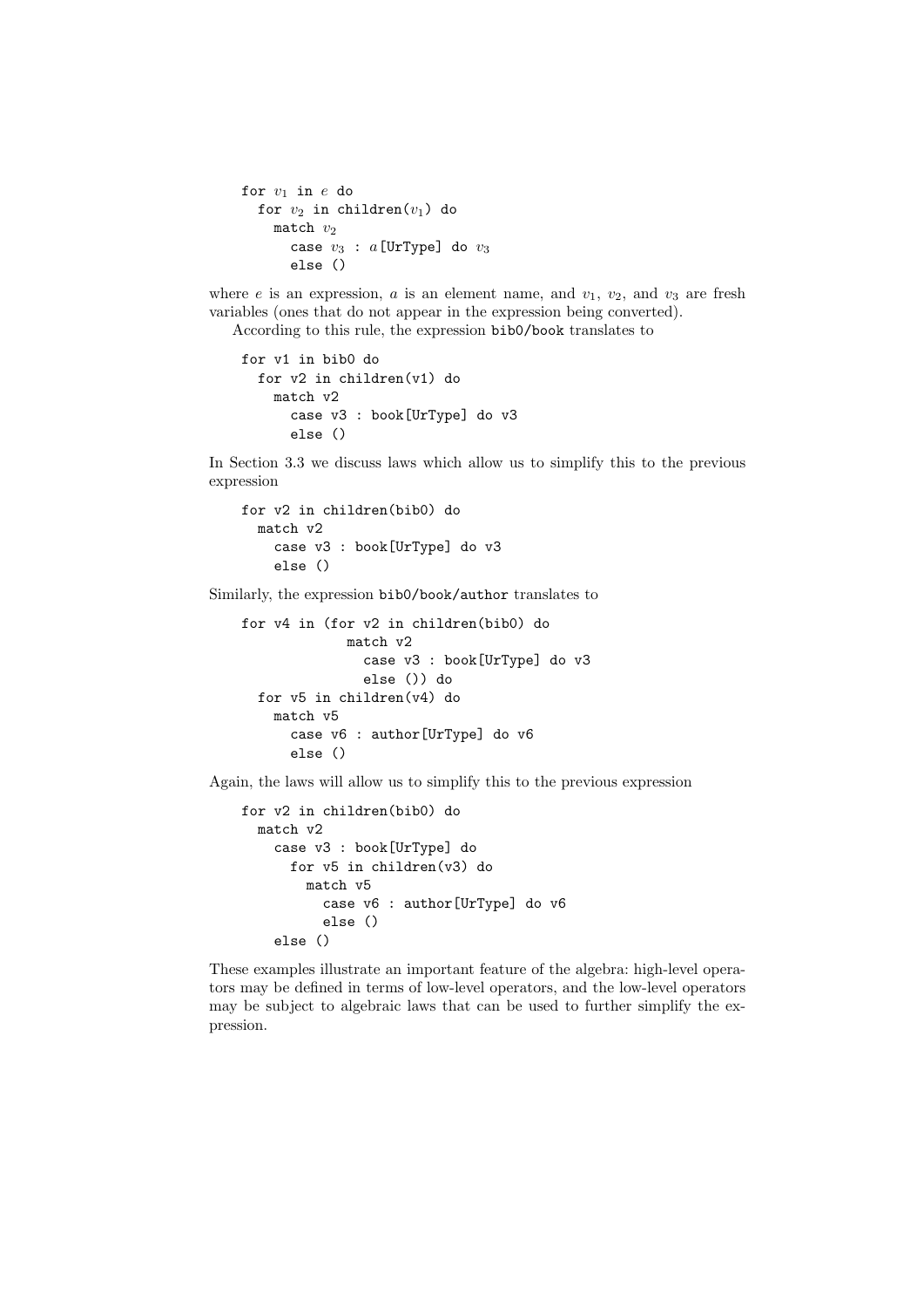```
for v1 in e do
  for v2 in children(v1) do
    match v2
      case v3 : a[UrType] do v3
      else ()
```

where $e$ is an expression, $a$ is an element name, and $v_1$, $v_2$, and $v_3$ are fresh variables (ones that do not appear in the expression being converted).

According to this rule, the expression `bib0/book` translates to

```
for v1 in bib0 do
  for v2 in children(v1) do
    match v2
      case v3 : book[UrType] do v3
      else ()
```

In Section 3.3 we discuss laws which allow us to simplify this to the previous expression

```
for v2 in children(bib0) do
  match v2
    case v3 : book[UrType] do v3
    else ()
```

Similarly, the expression `bib0/book/author` translates to

```
for v4 in (for v2 in children(bib0) do
             match v2
               case v3 : book[UrType] do v3
               else ()) do
  for v5 in children(v4) do
    match v5
      case v6 : author[UrType] do v6
      else ()
```

Again, the laws will allow us to simplify this to the previous expression

```
for v2 in children(bib0) do
  match v2
    case v3 : book[UrType] do
      for v5 in children(v3) do
        match v5
          case v6 : author[UrType] do v6
          else ()
    else ()
```

These examples illustrate an important feature of the algebra: high-level operators may be defined in terms of low-level operators, and the low-level operators may be subject to algebraic laws that can be used to further simplify the expression.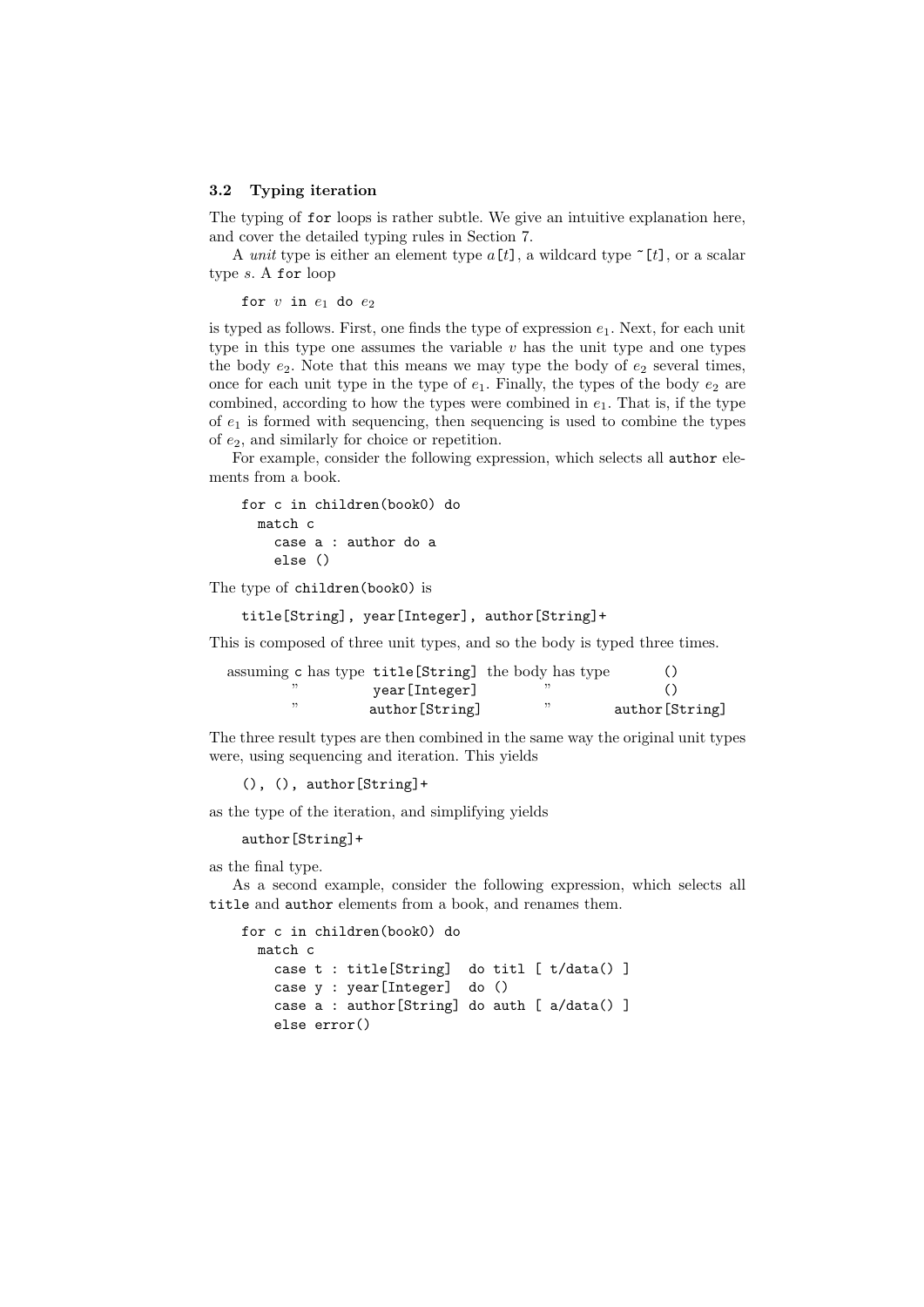### 3.2 Typing iteration

The typing of `for` loops is rather subtle. We give an intuitive explanation here, and cover the detailed typing rules in Section 7.

A *unit* type is either an element type $a$`[`$t$`]`, a wildcard type `~[`$t$`]`, or a scalar type $s$. A `for` loop

```
for v in e1 do e2
```

is typed as follows. First, one finds the type of expression $e_1$. Next, for each unit type in this type one assumes the variable $v$ has the unit type and one types the body $e_2$. Note that this means we may type the body of $e_2$ several times, once for each unit type in the type of $e_1$. Finally, the types of the body $e_2$ are combined, according to how the types were combined in $e_1$. That is, if the type of $e_1$ is formed with sequencing, then sequencing is used to combine the types of $e_2$, and similarly for choice or repetition.

For example, consider the following expression, which selects all `author` elements from a book.

```
for c in children(book0) do
  match c
    case a : author do a
    else ()
```

The type of `children(book0)` is

```
title[String], year[Integer], author[String]+
```

This is composed of three unit types, and so the body is typed three times.

| | | | |
|---|---|---|---|
| assuming `c` has type | `title[String]` | the body has type | `()` |
| " | `year[Integer]` | " | `()` |
| " | `author[String]` | " | `author[String]` |

The three result types are then combined in the same way the original unit types were, using sequencing and iteration. This yields

```
(), (), author[String]+
```

as the type of the iteration, and simplifying yields

```
author[String]+
```

as the final type.

As a second example, consider the following expression, which selects all `title` and `author` elements from a book, and renames them.

```
for c in children(book0) do
  match c
    case t : title[String]  do titl [ t/data() ]
    case y : year[Integer]  do ()
    case a : author[String] do auth [ a/data() ]
    else error()
```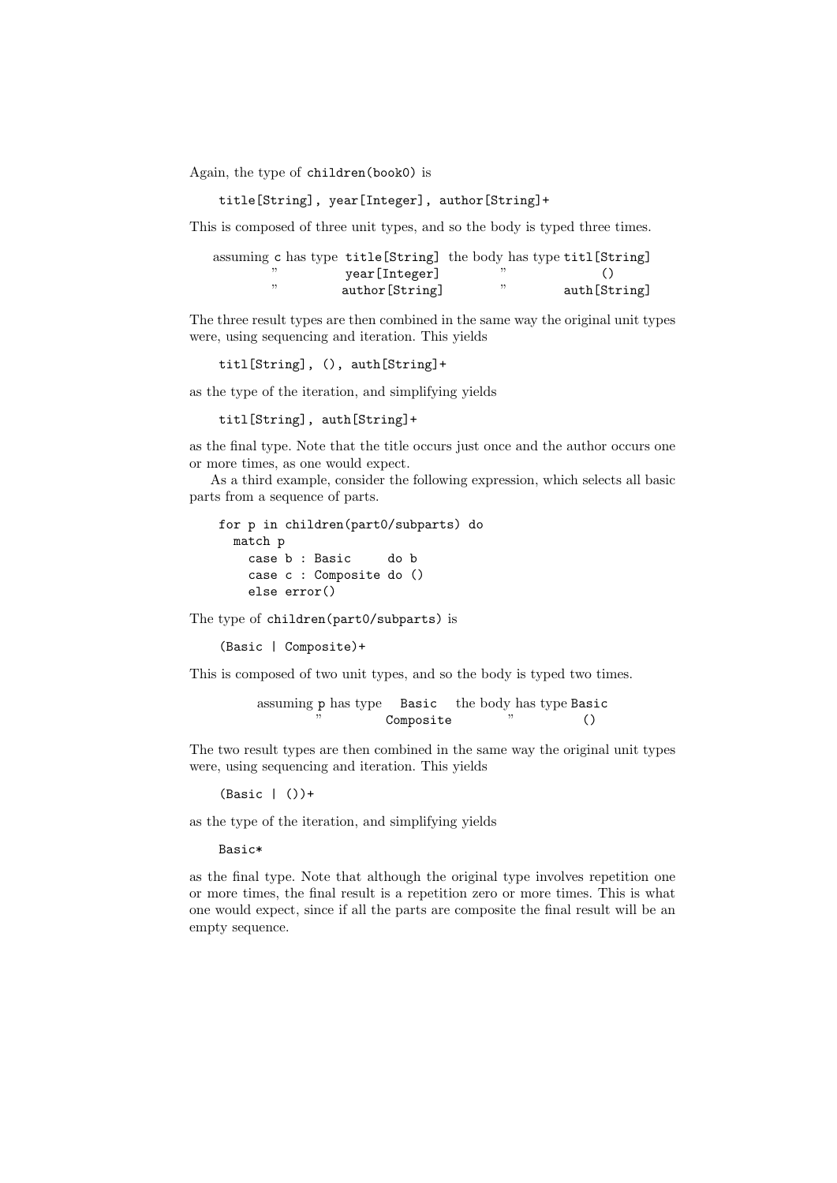Again, the type of children(book0) is

```
title[String], year[Integer], author[String]+
```

This is composed of three unit types, and so the body is typed three times.

| | | | |
|---|---|---|---|
| assuming c has type | title[String] | the body has type | titl[String] |
| ” | year[Integer] | ” | () |
| ” | author[String] | ” | auth[String] |

The three result types are then combined in the same way the original unit types were, using sequencing and iteration. This yields

```
titl[String], (), auth[String]+
```

as the type of the iteration, and simplifying yields

```
titl[String], auth[String]+
```

as the final type. Note that the title occurs just once and the author occurs one or more times, as one would expect.

As a third example, consider the following expression, which selects all basic parts from a sequence of parts.

```
for p in children(part0/subparts) do
  match p
    case b : Basic     do b
    case c : Composite do ()
    else error()
```

The type of children(part0/subparts) is

```
(Basic | Composite)+
```

This is composed of two unit types, and so the body is typed two times.

| | | | |
|---|---|---|---|
| assuming p has type | Basic | the body has type | Basic |
| ” | Composite | ” | () |

The two result types are then combined in the same way the original unit types were, using sequencing and iteration. This yields

```
(Basic | ())+
```

as the type of the iteration, and simplifying yields

```
Basic*
```

as the final type. Note that although the original type involves repetition one or more times, the final result is a repetition zero or more times. This is what one would expect, since if all the parts are composite the final result will be an empty sequence.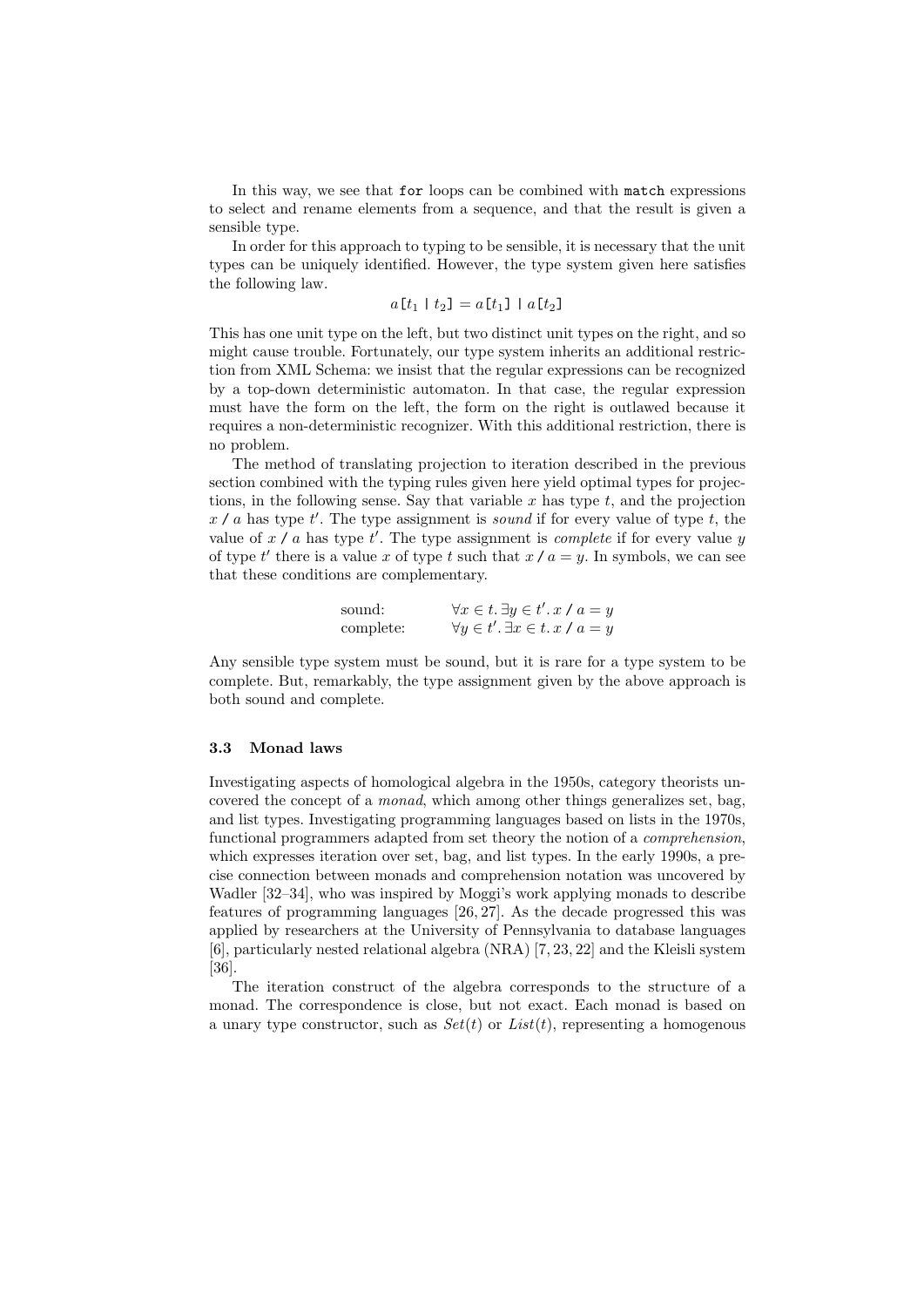In this way, we see that `for` loops can be combined with `match` expressions to select and rename elements from a sequence, and that the result is given a sensible type.

In order for this approach to typing to be sensible, it is necessary that the unit types can be uniquely identified. However, the type system given here satisfies the following law.

$$a\texttt{[}t_1 \texttt{ | } t_2\texttt{]} = a\texttt{[}t_1\texttt{]} \texttt{ | } a\texttt{[}t_2\texttt{]}$$

This has one unit type on the left, but two distinct unit types on the right, and so might cause trouble. Fortunately, our type system inherits an additional restriction from XML Schema: we insist that the regular expressions can be recognized by a top-down deterministic automaton. In that case, the regular expression must have the form on the left, the form on the right is outlawed because it requires a non-deterministic recognizer. With this additional restriction, there is no problem.

The method of translating projection to iteration described in the previous section combined with the typing rules given here yield optimal types for projections, in the following sense. Say that variable $x$ has type $t$, and the projection $x \texttt{ / } a$ has type $t'$. The type assignment is *sound* if for every value of type $t$, the value of $x \texttt{ / } a$ has type $t'$. The type assignment is *complete* if for every value $y$ of type $t'$ there is a value $x$ of type $t$ such that $x \texttt{ / } a = y$. In symbols, we can see that these conditions are complementary.

$$\begin{array}{ll} \text{sound:} & \forall x \in t.\, \exists y \in t'.\, x \texttt{ / } a = y \\ \text{complete:} & \forall y \in t'.\, \exists x \in t.\, x \texttt{ / } a = y \end{array}$$

Any sensible type system must be sound, but it is rare for a type system to be complete. But, remarkably, the type assignment given by the above approach is both sound and complete.

### 3.3 Monad laws

Investigating aspects of homological algebra in the 1950s, category theorists uncovered the concept of a *monad*, which among other things generalizes set, bag, and list types. Investigating programming languages based on lists in the 1970s, functional programmers adapted from set theory the notion of a *comprehension*, which expresses iteration over set, bag, and list types. In the early 1990s, a precise connection between monads and comprehension notation was uncovered by Wadler [32–34], who was inspired by Moggi's work applying monads to describe features of programming languages [26, 27]. As the decade progressed this was applied by researchers at the University of Pennsylvania to database languages [6], particularly nested relational algebra (NRA) [7, 23, 22] and the Kleisli system [36].

The iteration construct of the algebra corresponds to the structure of a monad. The correspondence is close, but not exact. Each monad is based on a unary type constructor, such as $Set(t)$ or $List(t)$, representing a homogenous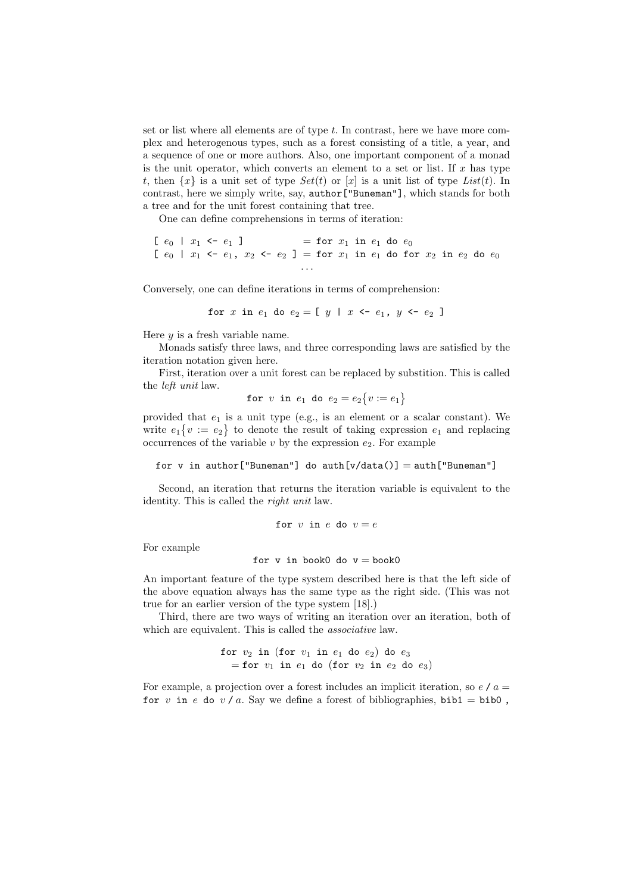set or list where all elements are of type $t$. In contrast, here we have more complex and heterogenous types, such as a forest consisting of a title, a year, and a sequence of one or more authors. Also, one important component of a monad is the unit operator, which converts an element to a set or list. If $x$ has type $t$, then $\{x\}$ is a unit set of type $Set(t)$ or $[x]$ is a unit list of type $List(t)$. In contrast, here we simply write, say, `author["Buneman"]`, which stands for both a tree and for the unit forest containing that tree.

One can define comprehensions in terms of iteration:

$$\texttt{[ } e_0 \texttt{ | } x_1 \texttt{ <- } e_1 \texttt{ ]} = \texttt{for } x_1 \texttt{ in } e_1 \texttt{ do } e_0$$
$$\texttt{[ } e_0 \texttt{ | } x_1 \texttt{ <- } e_1 \texttt{, } x_2 \texttt{ <- } e_2 \texttt{ ]} = \texttt{for } x_1 \texttt{ in } e_1 \texttt{ do for } x_2 \texttt{ in } e_2 \texttt{ do } e_0$$
$$\ldots$$

Conversely, one can define iterations in terms of comprehension:

$$\texttt{for } x \texttt{ in } e_1 \texttt{ do } e_2 = \texttt{[ } y \texttt{ | } x \texttt{ <- } e_1 \texttt{, } y \texttt{ <- } e_2 \texttt{ ]}$$

Here $y$ is a fresh variable name.

Monads satisfy three laws, and three corresponding laws are satisfied by the iteration notation given here.

First, iteration over a unit forest can be replaced by substition. This is called the *left unit* law.

$$\texttt{for } v \texttt{ in } e_1 \texttt{ do } e_2 = e_2\{v := e_1\}$$

provided that $e_1$ is a unit type (e.g., is an element or a scalar constant). We write $e_1\{v := e_2\}$ to denote the result of taking expression $e_1$ and replacing occurrences of the variable $v$ by the expression $e_2$. For example

```
for v in author["Buneman"] do auth[v/data()] = auth["Buneman"]
```

Second, an iteration that returns the iteration variable is equivalent to the identity. This is called the *right unit* law.

$$\texttt{for } v \texttt{ in } e \texttt{ do } v = e$$

For example

```
for v in book0 do v = book0
```

An important feature of the type system described here is that the left side of the above equation always has the same type as the right side. (This was not true for an earlier version of the type system [18].)

Third, there are two ways of writing an iteration over an iteration, both of which are equivalent. This is called the *associative* law.

$$\texttt{for } v_2 \texttt{ in (for } v_1 \texttt{ in } e_1 \texttt{ do } e_2\texttt{) do } e_3$$
$$= \texttt{for } v_1 \texttt{ in } e_1 \texttt{ do (for } v_2 \texttt{ in } e_2 \texttt{ do } e_3\texttt{)}$$

For example, a projection over a forest includes an implicit iteration, so $e \texttt{ / } a =$ $\texttt{for } v \texttt{ in } e \texttt{ do } v \texttt{ / } a$. Say we define a forest of bibliographies, `bib1` = `bib0 ,`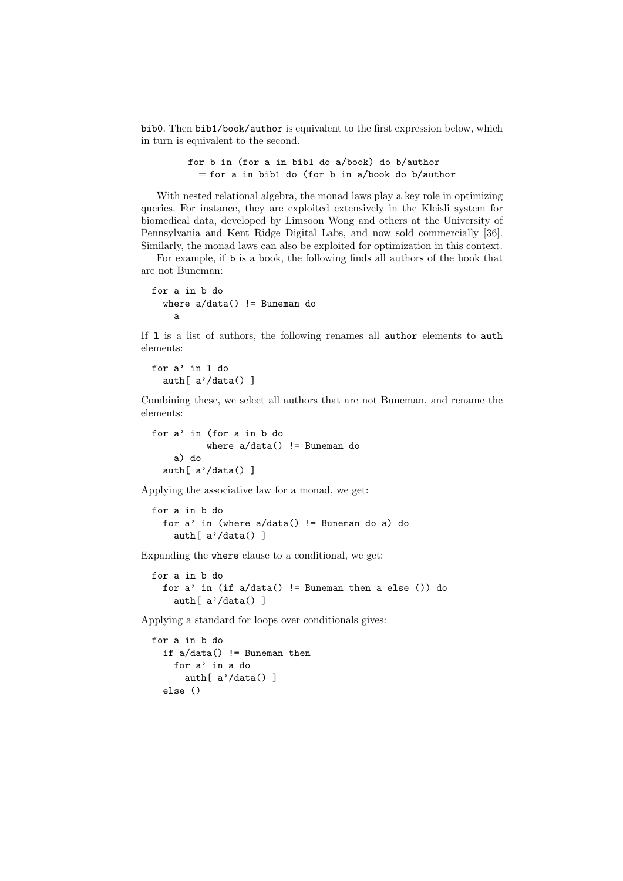bib0. Then `bib1/book/author` is equivalent to the first expression below, which in turn is equivalent to the second.

```
for b in (for a in bib1 do a/book) do b/author
  = for a in bib1 do (for b in a/book do b/author
```

With nested relational algebra, the monad laws play a key role in optimizing queries. For instance, they are exploited extensively in the Kleisli system for biomedical data, developed by Limsoon Wong and others at the University of Pennsylvania and Kent Ridge Digital Labs, and now sold commercially [36]. Similarly, the monad laws can also be exploited for optimization in this context.

For example, if `b` is a book, the following finds all authors of the book that are not Buneman:

```
for a in b do
  where a/data() != Buneman do
    a
```

If `l` is a list of authors, the following renames all `author` elements to `auth` elements:

```
for a' in l do
  auth[ a'/data() ]
```

Combining these, we select all authors that are not Buneman, and rename the elements:

```
for a' in (for a in b do
          where a/data() != Buneman do
    a) do
  auth[ a'/data() ]
```

Applying the associative law for a monad, we get:

```
for a in b do
  for a' in (where a/data() != Buneman do a) do
    auth[ a'/data() ]
```

Expanding the `where` clause to a conditional, we get:

```
for a in b do
  for a' in (if a/data() != Buneman then a else ()) do
    auth[ a'/data() ]
```

Applying a standard for loops over conditionals gives:

```
for a in b do
  if a/data() != Buneman then
    for a' in a do
      auth[ a'/data() ]
  else ()
```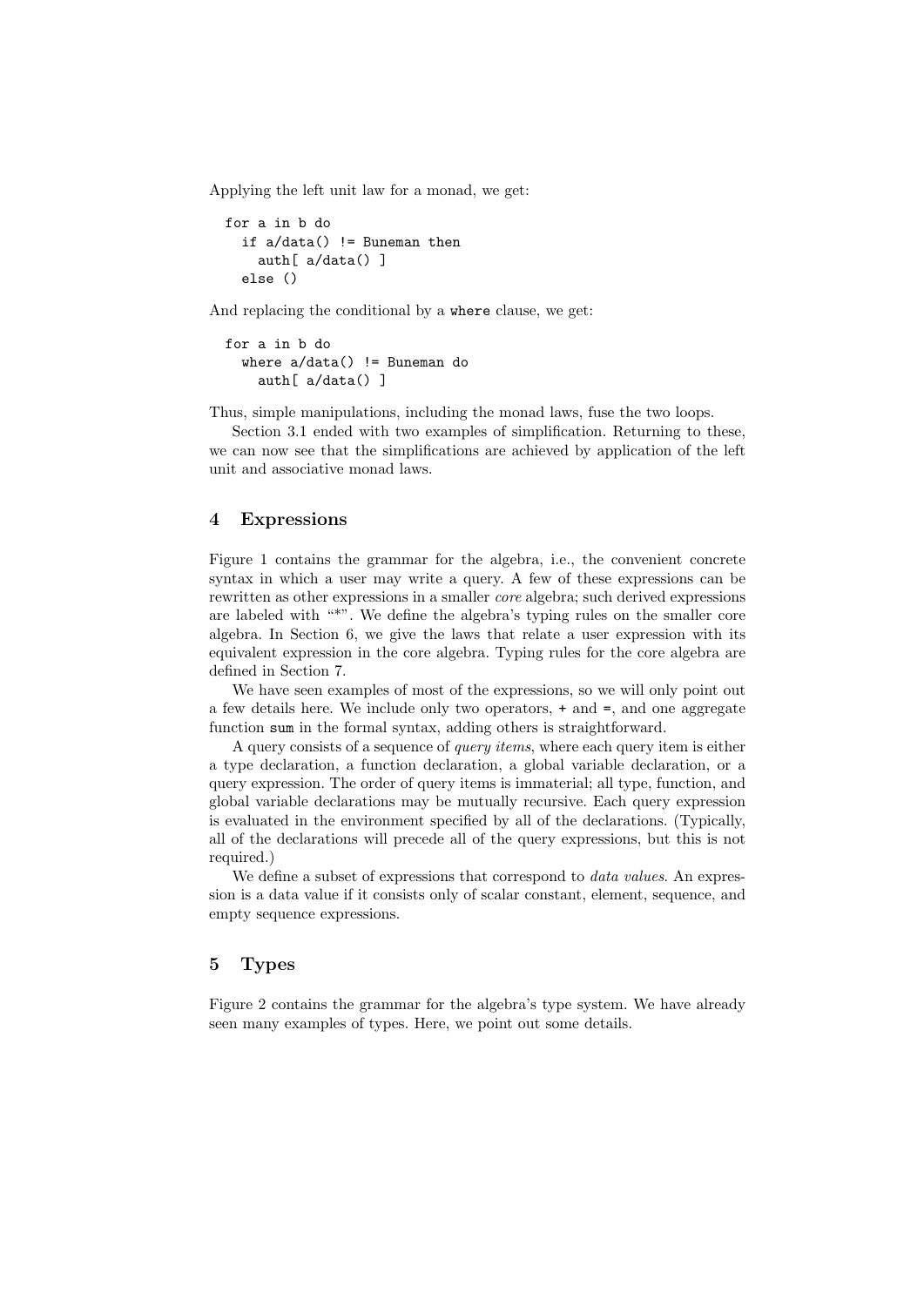Applying the left unit law for a monad, we get:

```
for a in b do
  if a/data() != Buneman then
    auth[ a/data() ]
  else ()
```

And replacing the conditional by a `where` clause, we get:

```
for a in b do
  where a/data() != Buneman do
    auth[ a/data() ]
```

Thus, simple manipulations, including the monad laws, fuse the two loops.

Section 3.1 ended with two examples of simplification. Returning to these, we can now see that the simplifications are achieved by application of the left unit and associative monad laws.

## 4 Expressions

Figure 1 contains the grammar for the algebra, i.e., the convenient concrete syntax in which a user may write a query. A few of these expressions can be rewritten as other expressions in a smaller *core* algebra; such derived expressions are labeled with "*". We define the algebra's typing rules on the smaller core algebra. In Section 6, we give the laws that relate a user expression with its equivalent expression in the core algebra. Typing rules for the core algebra are defined in Section 7.

We have seen examples of most of the expressions, so we will only point out a few details here. We include only two operators, `+` and `=`, and one aggregate function `sum` in the formal syntax, adding others is straightforward.

A query consists of a sequence of *query items*, where each query item is either a type declaration, a function declaration, a global variable declaration, or a query expression. The order of query items is immaterial; all type, function, and global variable declarations may be mutually recursive. Each query expression is evaluated in the environment specified by all of the declarations. (Typically, all of the declarations will precede all of the query expressions, but this is not required.)

We define a subset of expressions that correspond to *data values*. An expression is a data value if it consists only of scalar constant, element, sequence, and empty sequence expressions.

## 5 Types

Figure 2 contains the grammar for the algebra's type system. We have already seen many examples of types. Here, we point out some details.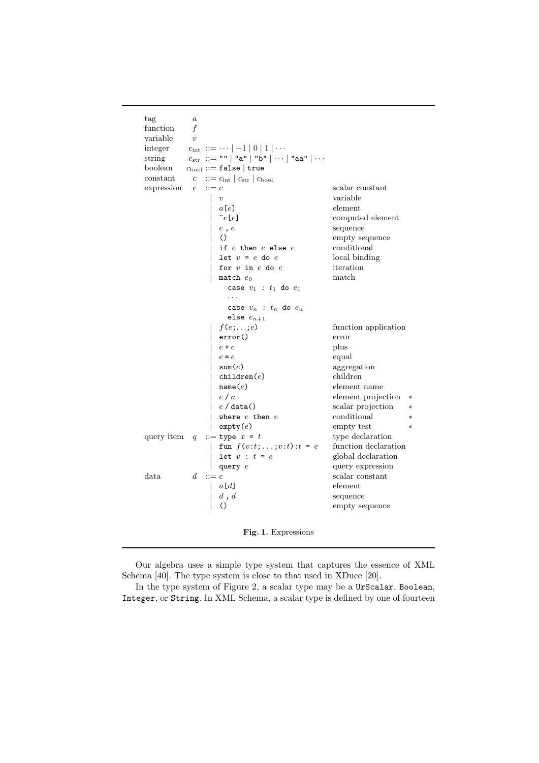| | | | |
|---|---|---|---|
| tag | $a$ | | |
| function | $f$ | | |
| variable | $v$ | | |
| integer | $c_{\mathrm{int}}$ | $::= \cdots \mid -1 \mid 0 \mid 1 \mid \cdots$ | |
| string | $c_{\mathrm{str}}$ | `::= "" | "a" | "b" | ... | "aa" | ...` | |
| boolean | $c_{\mathrm{bool}}$ | `::= false | true` | |
| constant | $c$ | $::= c_{\mathrm{int}} \mid c_{\mathrm{str}} \mid c_{\mathrm{bool}}$ | |
| expression | $e$ | $::= c$ | scalar constant |
| | | $\mid v$ | variable |
| | | `| a[e]` | element |
| | | `| ~e[e]` | computed element |
| | | `| e , e` | sequence |
| | | `| ()` | empty sequence |
| | | `| if e then e else e` | conditional |
| | | `| let v = e do e` | local binding |
| | | `| for v in e do e` | iteration |
| | | `| match e_0 case v_1 : t_1 do e_1 ... case v_n : t_n do e_n else e_{n+1}` | match |
| | | `| f(e;...;e)` | function application |
| | | `| error()` | error |
| | | `| e + e` | plus |
| | | `| e = e` | equal |
| | | `| sum(e)` | aggregation |
| | | `| children(e)` | children |
| | | `| name(e)` | element name |
| | | `| e / a` | element projection * |
| | | `| e / data()` | scalar projection * |
| | | `| where e then e` | conditional * |
| | | `| empty(e)` | empty test * |
| query item | $q$ | `::= type x = t` | type declaration |
| | | `| fun f(v:t;...;v:t):t = e` | function declaration |
| | | `| let v : t = e` | global declaration |
| | | `| query e` | query expression |
| data | $d$ | $::= c$ | scalar constant |
| | | `| a[d]` | element |
| | | `| d , d` | sequence |
| | | `| ()` | empty sequence |

**Fig. 1.** Expressions

Our algebra uses a simple type system that captures the essence of XML Schema [40]. The type system is close to that used in XDuce [20].

In the type system of Figure 2, a scalar type may be a `UrScalar`, `Boolean`, `Integer`, or `String`. In XML Schema, a scalar type is defined by one of fourteen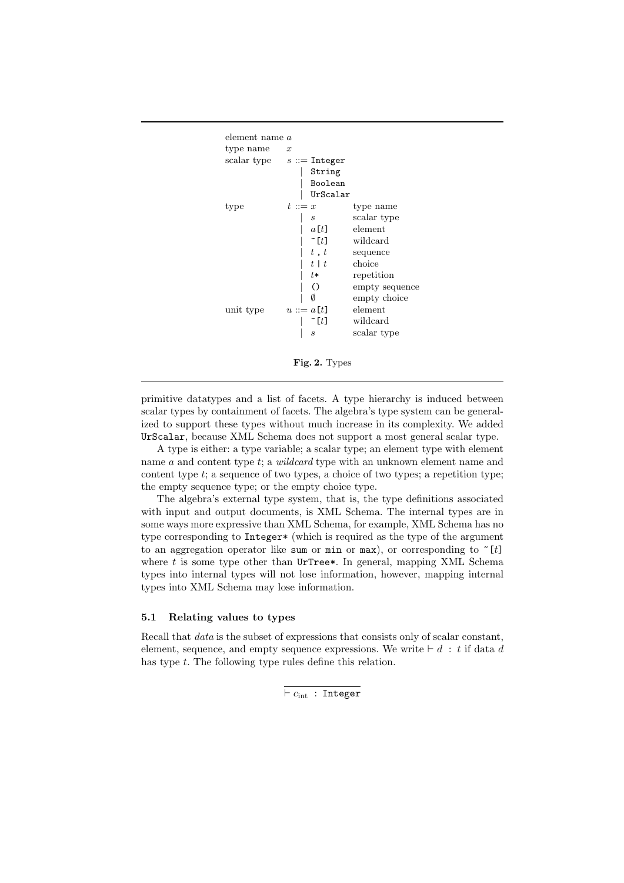| | | | |
|---|---|---|---|
| element name | $a$ | | |
| type name | $x$ | | |
| scalar type | $s ::=$ | `Integer` | |
| | $\mid$ | `String` | |
| | $\mid$ | `Boolean` | |
| | $\mid$ | `UrScalar` | |
| type | $t ::=$ | $x$ | type name |
| | $\mid$ | $s$ | scalar type |
| | $\mid$ | $a$`[`$t$`]` | element |
| | $\mid$ | `~[`$t$`]` | wildcard |
| | $\mid$ | $t$ `,` $t$ | sequence |
| | $\mid$ | $t$ `\|` $t$ | choice |
| | $\mid$ | $t$`*` | repetition |
| | $\mid$ | `()` | empty sequence |
| | $\mid$ | $\emptyset$ | empty choice |
| unit type | $u ::=$ | $a$`[`$t$`]` | element |
| | $\mid$ | `~[`$t$`]` | wildcard |
| | $\mid$ | $s$ | scalar type |

**Fig. 2.** Types

primitive datatypes and a list of facets. A type hierarchy is induced between scalar types by containment of facets. The algebra's type system can be generalized to support these types without much increase in its complexity. We added `UrScalar`, because XML Schema does not support a most general scalar type.

A type is either: a type variable; a scalar type; an element type with element name $a$ and content type $t$; a *wildcard* type with an unknown element name and content type $t$; a sequence of two types, a choice of two types; a repetition type; the empty sequence type; or the empty choice type.

The algebra's external type system, that is, the type definitions associated with input and output documents, is XML Schema. The internal types are in some ways more expressive than XML Schema, for example, XML Schema has no type corresponding to `Integer*` (which is required as the type of the argument to an aggregation operator like `sum` or `min` or `max`), or corresponding to `~[`$t$`]` where $t$ is some type other than `UrTree*`. In general, mapping XML Schema types into internal types will not lose information, however, mapping internal types into XML Schema may lose information.

### 5.1 Relating values to types

Recall that *data* is the subset of expressions that consists only of scalar constant, element, sequence, and empty sequence expressions. We write $\vdash d : t$ if data $d$ has type $t$. The following type rules define this relation.

$$\frac{}{\vdash c_{\text{int}} \;:\; \texttt{Integer}}$$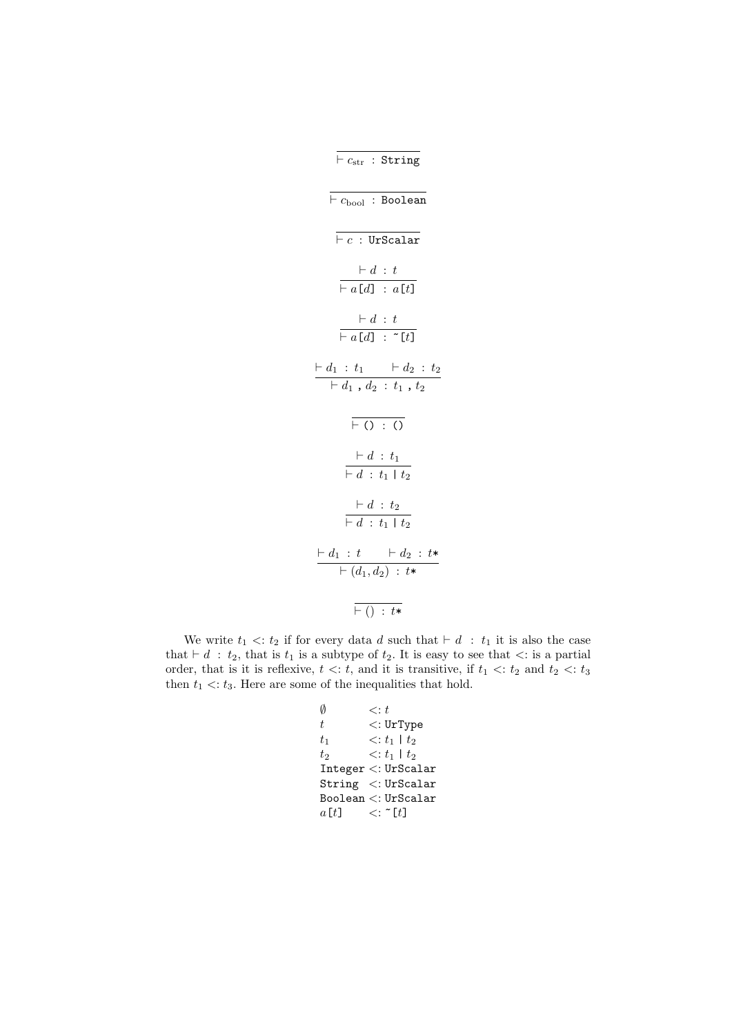$$\overline{\vdash c_{\text{str}} \; : \; \texttt{String}}$$

$$\overline{\vdash c_{\text{bool}} \; : \; \texttt{Boolean}}$$

$$\overline{\vdash c \; : \; \texttt{UrScalar}}$$

$$\frac{\vdash d \; : \; t}{\vdash a\texttt{[}d\texttt{]} \; : \; a\texttt{[}t\texttt{]}}$$

$$\frac{\vdash d \; : \; t}{\vdash a\texttt{[}d\texttt{]} \; : \; \texttt{\~{}[}t\texttt{]}}$$

$$\frac{\vdash d_1 \; : \; t_1 \qquad \vdash d_2 \; : \; t_2}{\vdash d_1 \; \texttt{,} \; d_2 \; : \; t_1 \; \texttt{,} \; t_2}$$

$$\overline{\vdash \texttt{()} \; : \; \texttt{()}}$$

$$\frac{\vdash d \; : \; t_1}{\vdash d \; : \; t_1 \; \texttt{|} \; t_2}$$

$$\frac{\vdash d \; : \; t_2}{\vdash d \; : \; t_1 \; \texttt{|} \; t_2}$$

$$\frac{\vdash d_1 \; : \; t \qquad \vdash d_2 \; : \; t\texttt{*}}{\vdash (d_1, d_2) \; : \; t\texttt{*}}$$

$$\overline{\vdash () \; : \; t\texttt{*}}$$

We write $t_1 <: t_2$ if for every data $d$ such that $\vdash d \; : \; t_1$ it is also the case that $\vdash d \; : \; t_2$, that is $t_1$ is a subtype of $t_2$. It is easy to see that $<:$ is a partial order, that is it is reflexive, $t <: t$, and it is transitive, if $t_1 <: t_2$ and $t_2 <: t_3$ then $t_1 <: t_3$. Here are some of the inequalities that hold.

$$\begin{array}{ll}
\emptyset & <: t \\
t & <: \texttt{UrType} \\
t_1 & <: t_1 \; \texttt{|} \; t_2 \\
t_2 & <: t_1 \; \texttt{|} \; t_2 \\
\texttt{Integer} & <: \texttt{UrScalar} \\
\texttt{String} & <: \texttt{UrScalar} \\
\texttt{Boolean} & <: \texttt{UrScalar} \\
a\texttt{[}t\texttt{]} & <: \texttt{\~{}[}t\texttt{]}
\end{array}$$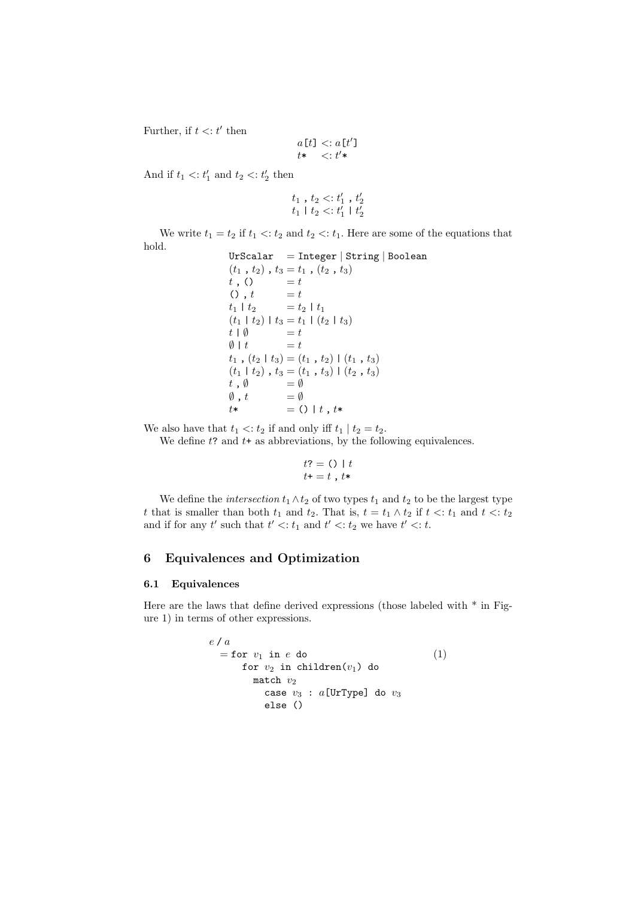Further, if $t <: t'$ then

$$
\begin{array}{l}
a\texttt{[}t\texttt{]} <: a\texttt{[}t'\texttt{]} \\
t\texttt{*} \quad <: t'\texttt{*}
\end{array}
$$

And if $t_1 <: t_1'$ and $t_2 <: t_2'$ then

$$
\begin{array}{l}
t_1 \texttt{ , } t_2 <: t_1' \texttt{ , } t_2' \\
t_1 \texttt{ | } t_2 <: t_1' \texttt{ | } t_2'
\end{array}
$$

We write $t_1 = t_2$ if $t_1 <: t_2$ and $t_2 <: t_1$. Here are some of the equations that hold.

$$
\begin{array}{ll}
\texttt{UrScalar} & = \texttt{Integer} \mid \texttt{String} \mid \texttt{Boolean} \\
(t_1 \texttt{ , } t_2) \texttt{ , } t_3 & = t_1 \texttt{ , } (t_2 \texttt{ , } t_3) \\
t \texttt{ , ()} & = t \\
\texttt{() , } t & = t \\
t_1 \texttt{ | } t_2 & = t_2 \texttt{ | } t_1 \\
(t_1 \texttt{ | } t_2) \texttt{ | } t_3 & = t_1 \texttt{ | } (t_2 \texttt{ | } t_3) \\
t \texttt{ | } \emptyset & = t \\
\emptyset \texttt{ | } t & = t \\
t_1 \texttt{ , } (t_2 \texttt{ | } t_3) & = (t_1 \texttt{ , } t_2) \texttt{ | } (t_1 \texttt{ , } t_3) \\
(t_1 \texttt{ | } t_2) \texttt{ , } t_3 & = (t_1 \texttt{ , } t_3) \texttt{ | } (t_2 \texttt{ , } t_3) \\
t \texttt{ , } \emptyset & = \emptyset \\
\emptyset \texttt{ , } t & = \emptyset \\
t\texttt{*} & = \texttt{() | } t \texttt{ , } t\texttt{*}
\end{array}
$$

We also have that $t_1 <: t_2$ if and only iff $t_1 \mid t_2 = t_2$.

We define $t$? and $t$+ as abbreviations, by the following equivalences.

$$
\begin{array}{l}
t\texttt{?} = \texttt{() | } t \\
t\texttt{+} = t \texttt{ , } t\texttt{*}
\end{array}
$$

We define the *intersection* $t_1 \wedge t_2$ of two types $t_1$ and $t_2$ to be the largest type $t$ that is smaller than both $t_1$ and $t_2$. That is, $t = t_1 \wedge t_2$ if $t <: t_1$ and $t <: t_2$ and if for any $t'$ such that $t' <: t_1$ and $t' <: t_2$ we have $t' <: t$.

## 6 Equivalences and Optimization

### 6.1 Equivalences

Here are the laws that define derived expressions (those labeled with * in Figure 1) in terms of other expressions.

```
e / a
  = for v1 in e do                              (1)
      for v2 in children(v1) do
        match v2
          case v3 : a[UrType] do v3
          else ()
```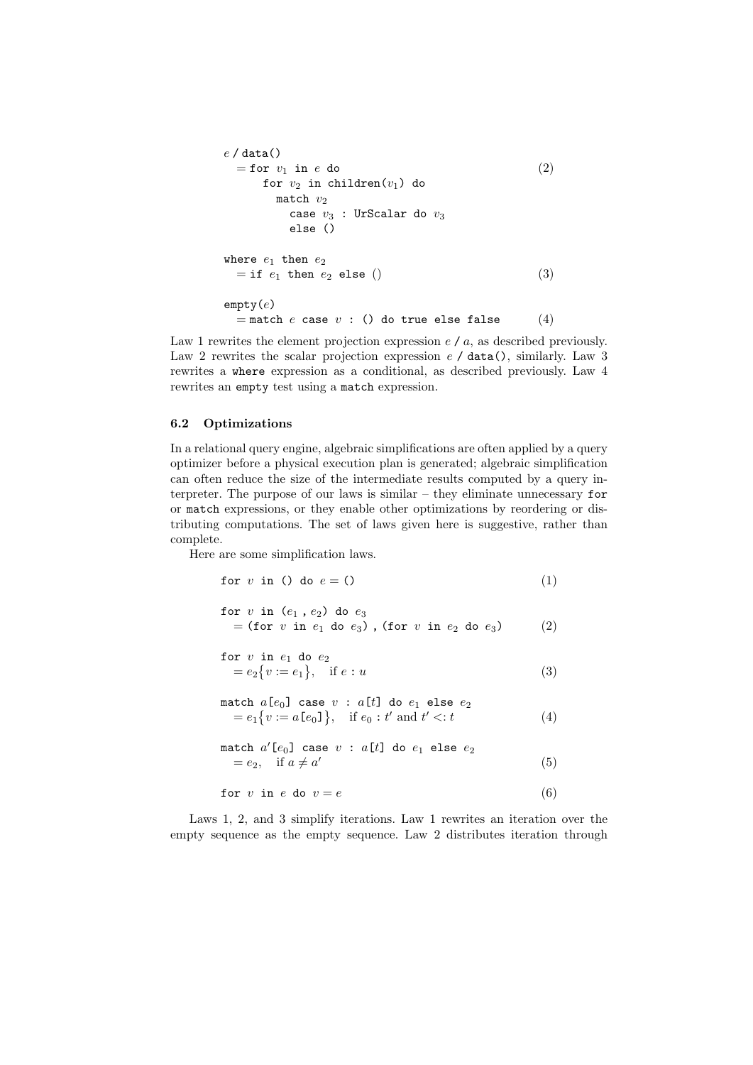```
e / data()
  = for v1 in e do                                   (2)
      for v2 in children(v1) do
        match v2
          case v3 : UrScalar do v3
          else ()

where e1 then e2
  = if e1 then e2 else ()                            (3)

empty(e)
  = match e case v : () do true else false           (4)
```

Law 1 rewrites the element projection expression $e$ / $a$, as described previously. Law 2 rewrites the scalar projection expression $e$ / data(), similarly. Law 3 rewrites a where expression as a conditional, as described previously. Law 4 rewrites an empty test using a match expression.

### 6.2 Optimizations

In a relational query engine, algebraic simplifications are often applied by a query optimizer before a physical execution plan is generated; algebraic simplification can often reduce the size of the intermediate results computed by a query interpreter. The purpose of our laws is similar – they eliminate unnecessary for or match expressions, or they enable other optimizations by reordering or distributing computations. The set of laws given here is suggestive, rather than complete.

Here are some simplification laws.

```
for v in () do e = ()                                (1)

for v in (e1 , e2) do e3
  = (for v in e1 do e3) , (for v in e2 do e3)        (2)

for v in e1 do e2
  = e2{v := e1},    if e : u                         (3)

match a[e0] case v : a[t] do e1 else e2
  = e1{v := a[e0]},    if e0 : t' and t' <: t        (4)

match a'[e0] case v : a[t] do e1 else e2
  = e2,    if a ≠ a'                                 (5)

for v in e do v = e                                  (6)
```

Laws 1, 2, and 3 simplify iterations. Law 1 rewrites an iteration over the empty sequence as the empty sequence. Law 2 distributes iteration through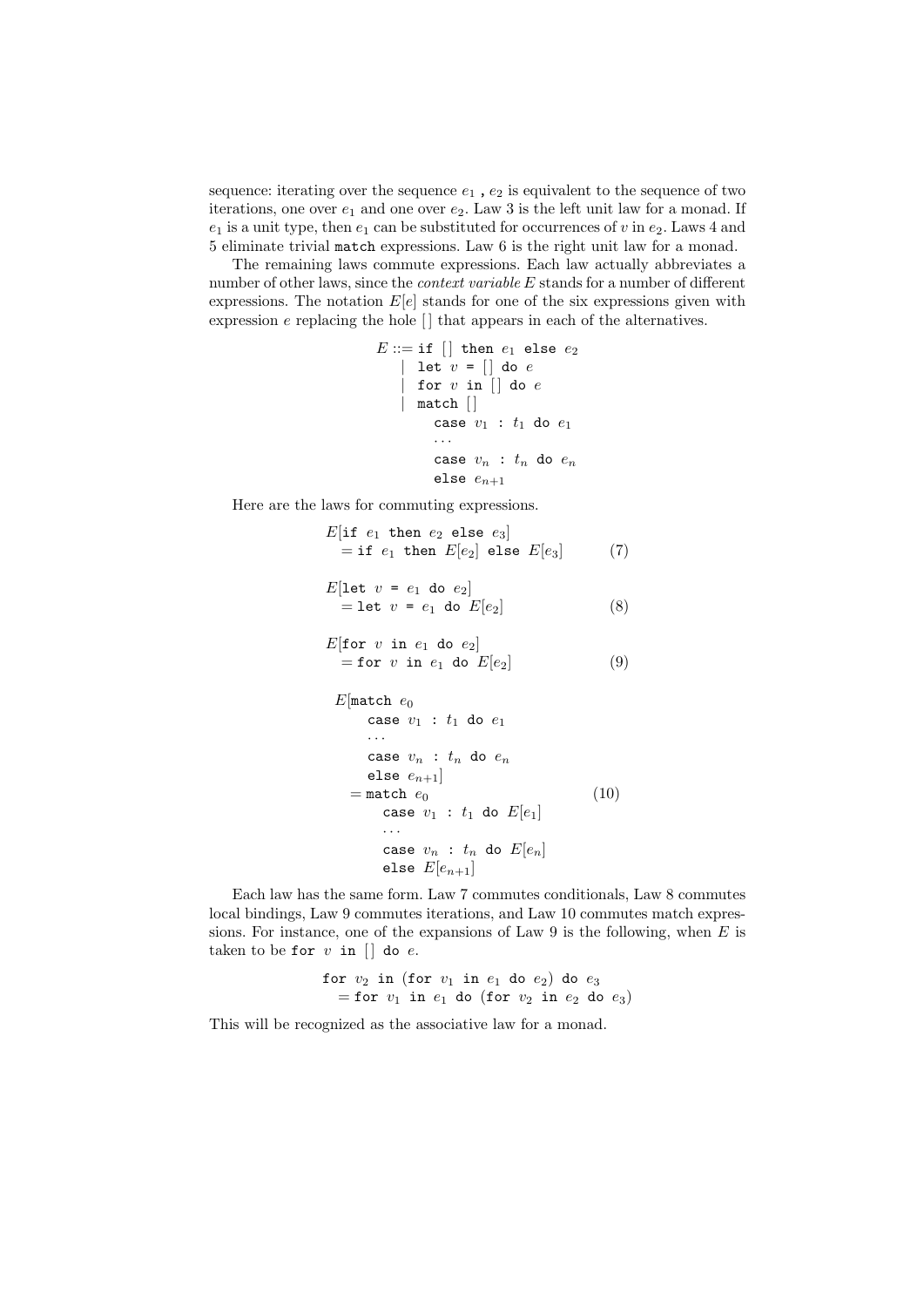sequence: iterating over the sequence $e_1$ `,` $e_2$ is equivalent to the sequence of two iterations, one over $e_1$ and one over $e_2$. Law 3 is the left unit law for a monad. If $e_1$ is a unit type, then $e_1$ can be substituted for occurrences of $v$ in $e_2$. Laws 4 and 5 eliminate trivial `match` expressions. Law 6 is the right unit law for a monad.

The remaining laws commute expressions. Each law actually abbreviates a number of other laws, since the *context variable* $E$ stands for a number of different expressions. The notation $E[e]$ stands for one of the six expressions given with expression $e$ replacing the hole [] that appears in each of the alternatives.

```
E ::= if [] then e1 else e2
    | let v = [] do e
    | for v in [] do e
    | match []
        case v1 : t1 do e1
        ...
        case vn : tn do en
        else en+1
```

Here are the laws for commuting expressions.

```
E[if e1 then e2 else e3]
  = if e1 then E[e2] else E[e3]          (7)

E[let v = e1 do e2]
  = let v = e1 do E[e2]                  (8)

E[for v in e1 do e2]
  = for v in e1 do E[e2]                 (9)

E[match e0
    case v1 : t1 do e1
    ...
    case vn : tn do en
    else en+1]
  = match e0                             (10)
      case v1 : t1 do E[e1]
      ...
      case vn : tn do E[en]
      else E[en+1]
```

Each law has the same form. Law 7 commutes conditionals, Law 8 commutes local bindings, Law 9 commutes iterations, and Law 10 commutes match expressions. For instance, one of the expansions of Law 9 is the following, when $E$ is taken to be `for` $v$ `in [] do` $e$.

```
for v2 in (for v1 in e1 do e2) do e3
  = for v1 in e1 do (for v2 in e2 do e3)
```

This will be recognized as the associative law for a monad.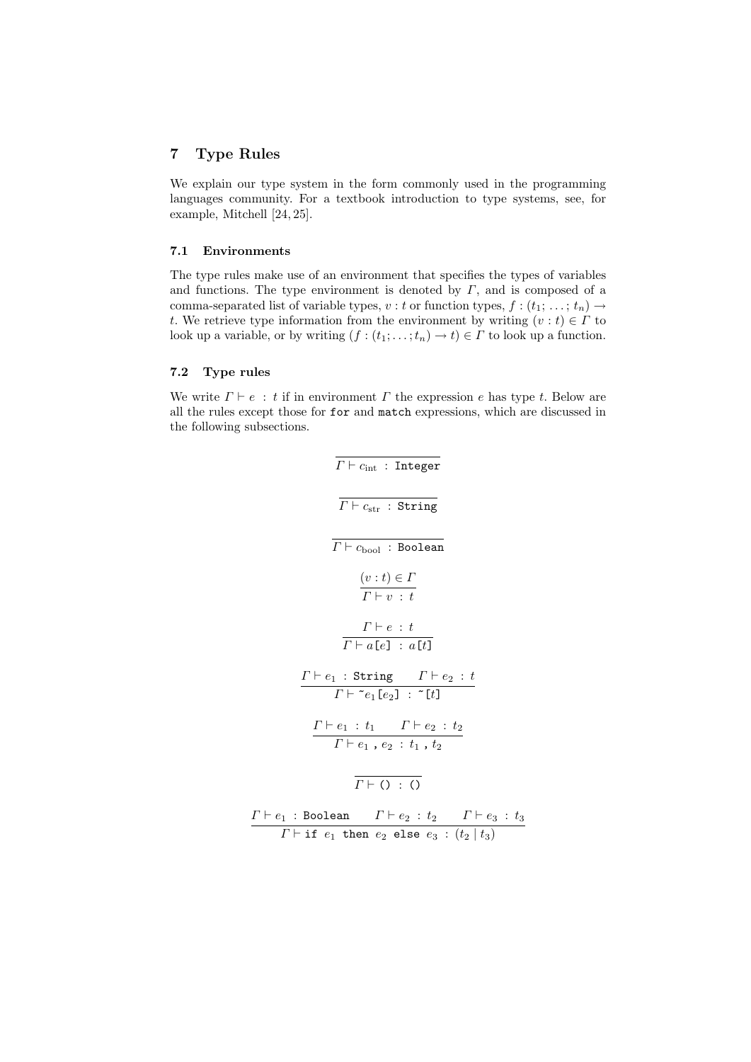## 7 Type Rules

We explain our type system in the form commonly used in the programming languages community. For a textbook introduction to type systems, see, for example, Mitchell [24, 25].

### 7.1 Environments

The type rules make use of an environment that specifies the types of variables and functions. The type environment is denoted by $\Gamma$, and is composed of a comma-separated list of variable types, $v : t$ or function types, $f : (t_1; \ldots; t_n) \rightarrow t$. We retrieve type information from the environment by writing $(v : t) \in \Gamma$ to look up a variable, or by writing $(f : (t_1; \ldots; t_n) \rightarrow t) \in \Gamma$ to look up a function.

### 7.2 Type rules

We write $\Gamma \vdash e : t$ if in environment $\Gamma$ the expression $e$ has type $t$. Below are all the rules except those for `for` and `match` expressions, which are discussed in the following subsections.

$$\frac{}{\Gamma \vdash c_{\text{int}} : \texttt{Integer}}$$

$$\frac{}{\Gamma \vdash c_{\text{str}} : \texttt{String}}$$

$$\frac{}{\Gamma \vdash c_{\text{bool}} : \texttt{Boolean}}$$

$$\frac{(v : t) \in \Gamma}{\Gamma \vdash v : t}$$

$$\frac{\Gamma \vdash e : t}{\Gamma \vdash a\texttt{[}e\texttt{]} : a\texttt{[}t\texttt{]}}$$

$$\frac{\Gamma \vdash e_1 : \texttt{String} \qquad \Gamma \vdash e_2 : t}{\Gamma \vdash \texttt{\~{}}e_1\texttt{[}e_2\texttt{]} : \texttt{\~{}[}t\texttt{]}}$$

$$\frac{\Gamma \vdash e_1 : t_1 \qquad \Gamma \vdash e_2 : t_2}{\Gamma \vdash e_1 \texttt{,} e_2 : t_1 \texttt{,} t_2}$$

$$\frac{}{\Gamma \vdash \texttt{()} : \texttt{()}}$$

$$\frac{\Gamma \vdash e_1 : \texttt{Boolean} \qquad \Gamma \vdash e_2 : t_2 \qquad \Gamma \vdash e_3 : t_3}{\Gamma \vdash \texttt{if } e_1 \texttt{ then } e_2 \texttt{ else } e_3 : (t_2 \mid t_3)}$$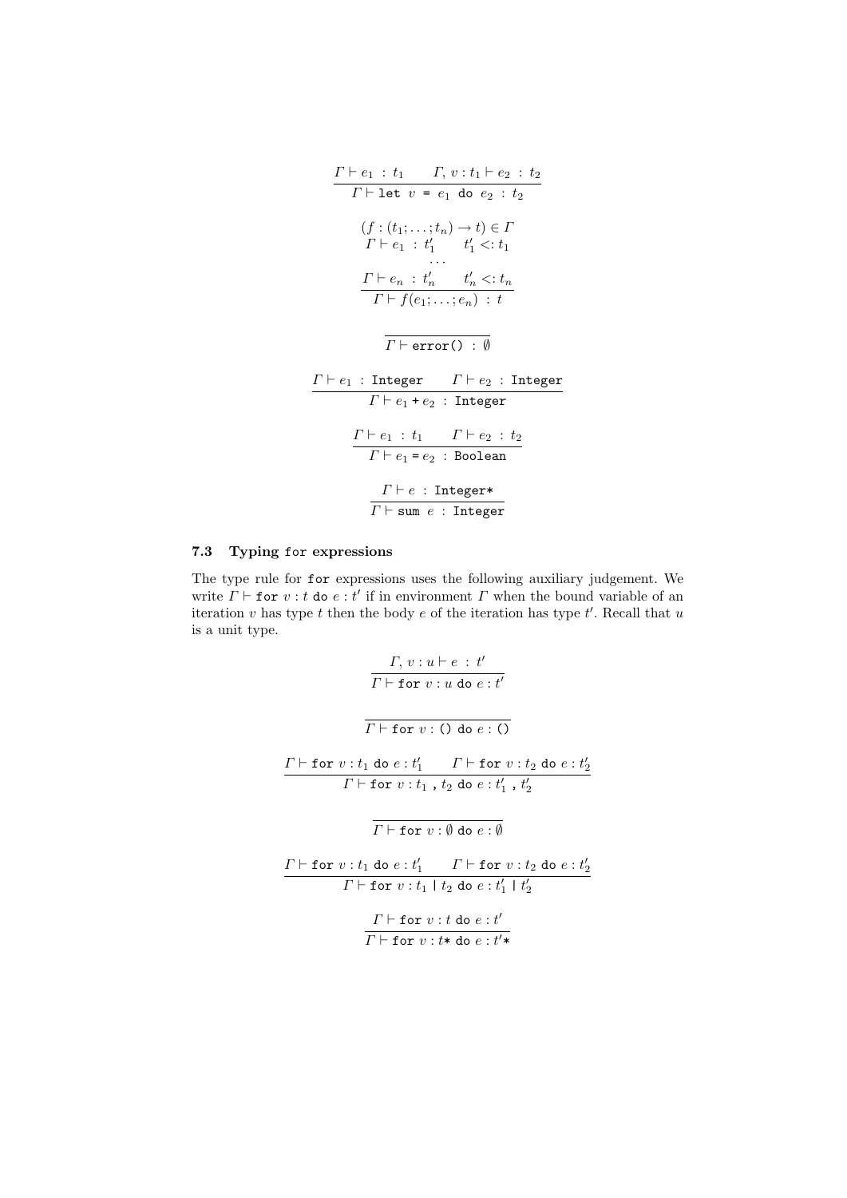$$\frac{\Gamma \vdash e_1 \;:\; t_1 \qquad \Gamma,\, v : t_1 \vdash e_2 \;:\; t_2}{\Gamma \vdash \texttt{let}\ v\ \texttt{=}\ e_1\ \texttt{do}\ e_2 \;:\; t_2}$$

$$\frac{\begin{array}{c}(f : (t_1; \ldots; t_n) \to t) \in \Gamma \\ \Gamma \vdash e_1 \;:\; t_1' \qquad t_1' <: t_1 \\ \cdots \\ \Gamma \vdash e_n \;:\; t_n' \qquad t_n' <: t_n\end{array}}{\Gamma \vdash f(e_1; \ldots; e_n) \;:\; t}$$

$$\frac{}{\Gamma \vdash \texttt{error()} \;:\; \emptyset}$$

$$\frac{\Gamma \vdash e_1 \;:\; \texttt{Integer} \qquad \Gamma \vdash e_2 \;:\; \texttt{Integer}}{\Gamma \vdash e_1 \texttt{ + } e_2 \;:\; \texttt{Integer}}$$

$$\frac{\Gamma \vdash e_1 \;:\; t_1 \qquad \Gamma \vdash e_2 \;:\; t_2}{\Gamma \vdash e_1 \texttt{ = } e_2 \;:\; \texttt{Boolean}}$$

$$\frac{\Gamma \vdash e \;:\; \texttt{Integer*}}{\Gamma \vdash \texttt{sum}\ e \;:\; \texttt{Integer}}$$

### 7.3 Typing `for` expressions

The type rule for `for` expressions uses the following auxiliary judgement. We write $\Gamma \vdash \texttt{for}\ v : t\ \texttt{do}\ e : t'$ if in environment $\Gamma$ when the bound variable of an iteration $v$ has type $t$ then the body $e$ of the iteration has type $t'$. Recall that $u$ is a unit type.

$$\frac{\Gamma,\, v : u \vdash e \;:\; t'}{\Gamma \vdash \texttt{for}\ v : u\ \texttt{do}\ e : t'}$$

$$\frac{}{\Gamma \vdash \texttt{for}\ v : \texttt{()}\ \texttt{do}\ e : \texttt{()}}$$

$$\frac{\Gamma \vdash \texttt{for}\ v : t_1\ \texttt{do}\ e : t_1' \qquad \Gamma \vdash \texttt{for}\ v : t_2\ \texttt{do}\ e : t_2'}{\Gamma \vdash \texttt{for}\ v : t_1\ \texttt{,}\ t_2\ \texttt{do}\ e : t_1'\ \texttt{,}\ t_2'}$$

$$\frac{}{\Gamma \vdash \texttt{for}\ v : \emptyset\ \texttt{do}\ e : \emptyset}$$

$$\frac{\Gamma \vdash \texttt{for}\ v : t_1\ \texttt{do}\ e : t_1' \qquad \Gamma \vdash \texttt{for}\ v : t_2\ \texttt{do}\ e : t_2'}{\Gamma \vdash \texttt{for}\ v : t_1\ \texttt{|}\ t_2\ \texttt{do}\ e : t_1'\ \texttt{|}\ t_2'}$$

$$\frac{\Gamma \vdash \texttt{for}\ v : t\ \texttt{do}\ e : t'}{\Gamma \vdash \texttt{for}\ v : t\texttt{*}\ \texttt{do}\ e : t'\texttt{*}}$$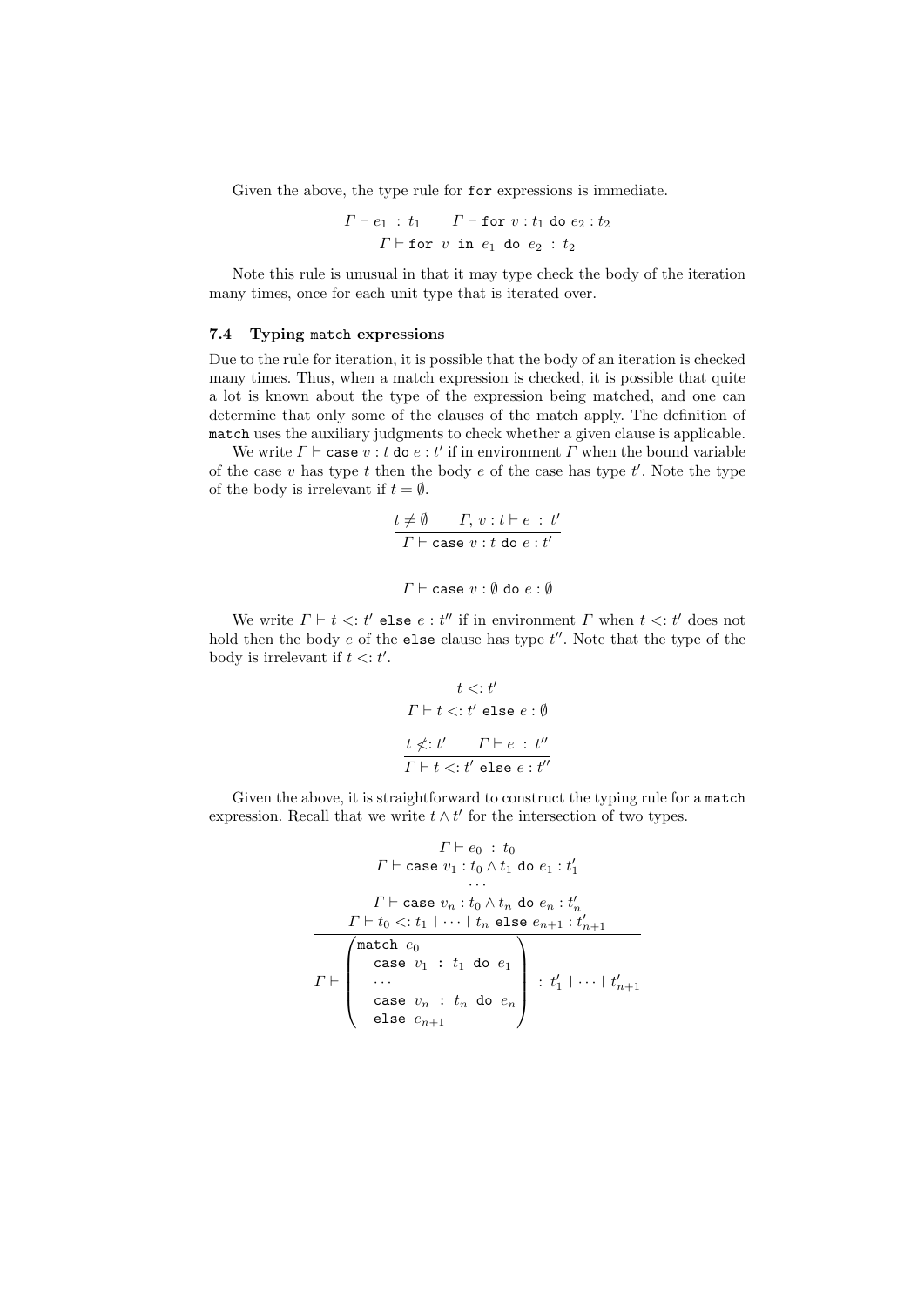Given the above, the type rule for `for` expressions is immediate.

$$\frac{\Gamma \vdash e_1 \ : \ t_1 \qquad \Gamma \vdash \texttt{for}\ v : t_1\ \texttt{do}\ e_2 : t_2}{\Gamma \vdash \texttt{for}\ \ v\ \ \texttt{in}\ \ e_1\ \ \texttt{do}\ \ e_2\ :\ t_2}$$

Note this rule is unusual in that it may type check the body of the iteration many times, once for each unit type that is iterated over.

### 7.4 Typing `match` expressions

Due to the rule for iteration, it is possible that the body of an iteration is checked many times. Thus, when a match expression is checked, it is possible that quite a lot is known about the type of the expression being matched, and one can determine that only some of the clauses of the match apply. The definition of `match` uses the auxiliary judgments to check whether a given clause is applicable.

We write $\Gamma \vdash \texttt{case}\ v : t\ \texttt{do}\ e : t'$ if in environment $\Gamma$ when the bound variable of the case $v$ has type $t$ then the body $e$ of the case has type $t'$. Note the type of the body is irrelevant if $t = \emptyset$.

$$\frac{t \neq \emptyset \qquad \Gamma, v : t \vdash e\ :\ t'}{\Gamma \vdash \texttt{case}\ v : t\ \texttt{do}\ e : t'}$$

$$\frac{}{\Gamma \vdash \texttt{case}\ v : \emptyset\ \texttt{do}\ e : \emptyset}$$

We write $\Gamma \vdash t <: t'\ \texttt{else}\ e : t''$ if in environment $\Gamma$ when $t <: t'$ does not hold then the body $e$ of the `else` clause has type $t''$. Note that the type of the body is irrelevant if $t <: t'$.

$$\frac{t <: t'}{\Gamma \vdash t <: t'\ \texttt{else}\ e : \emptyset}$$

$$\frac{t \not<: t' \qquad \Gamma \vdash e\ :\ t''}{\Gamma \vdash t <: t'\ \texttt{else}\ e : t''}$$

Given the above, it is straightforward to construct the typing rule for a `match` expression. Recall that we write $t \wedge t'$ for the intersection of two types.

$$\frac{\begin{array}{c}\Gamma \vdash e_0\ :\ t_0 \\ \Gamma \vdash \texttt{case}\ v_1 : t_0 \wedge t_1\ \texttt{do}\ e_1 : t'_1 \\ \cdots \\ \Gamma \vdash \texttt{case}\ v_n : t_0 \wedge t_n\ \texttt{do}\ e_n : t'_n \\ \Gamma \vdash t_0 <: t_1\ \texttt{|}\ \cdots\ \texttt{|}\ t_n\ \texttt{else}\ e_{n+1} : t'_{n+1}\end{array}}{\Gamma \vdash \begin{pmatrix}\texttt{match}\ e_0 \\ \quad \texttt{case}\ v_1\ :\ t_1\ \texttt{do}\ e_1 \\ \quad \cdots \\ \quad \texttt{case}\ v_n\ :\ t_n\ \texttt{do}\ e_n \\ \quad \texttt{else}\ e_{n+1}\end{pmatrix}\ :\ t'_1\ \texttt{|}\ \cdots\ \texttt{|}\ t'_{n+1}}$$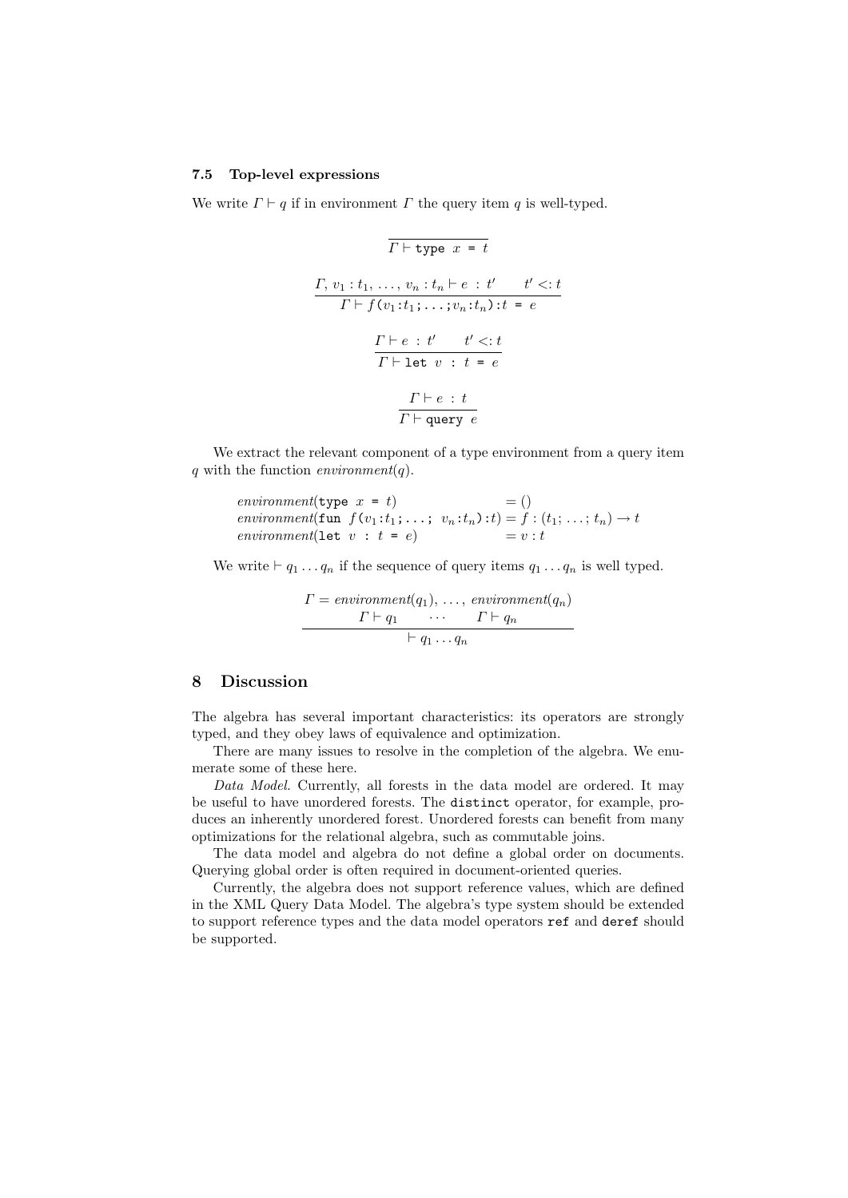### 7.5 Top-level expressions

We write $\Gamma \vdash q$ if in environment $\Gamma$ the query item $q$ is well-typed.

$$\frac{}{\Gamma \vdash \texttt{type } x \texttt{ = } t}$$

$$\frac{\Gamma, v_1 : t_1, \ldots, v_n : t_n \vdash e \ : \ t' \qquad t' <: t}{\Gamma \vdash f\texttt{(}v_1\texttt{:}t_1\texttt{;} \ldots \texttt{;}v_n\texttt{:}t_n\texttt{):}t \texttt{ = } e}$$

$$\frac{\Gamma \vdash e \ : \ t' \qquad t' <: t}{\Gamma \vdash \texttt{let } v \texttt{ : } t \texttt{ = } e}$$

$$\frac{\Gamma \vdash e \ : \ t}{\Gamma \vdash \texttt{query } e}$$

We extract the relevant component of a type environment from a query item $q$ with the function $environment(q)$.

$$\begin{array}{ll}
environment(\texttt{type } x \texttt{ = } t) & = () \\
environment(\texttt{fun } f\texttt{(}v_1\texttt{:}t_1\texttt{;} \ldots \texttt{; } v_n\texttt{:}t_n\texttt{):}t) & = f : (t_1; \ldots; t_n) \to t \\
environment(\texttt{let } v \texttt{ : } t \texttt{ = } e) & = v : t
\end{array}$$

We write $\vdash q_1 \ldots q_n$ if the sequence of query items $q_1 \ldots q_n$ is well typed.

$$\frac{\begin{array}{c}\Gamma = environment(q_1), \ \ldots, \ environment(q_n) \\ \Gamma \vdash q_1 \qquad \cdots \qquad \Gamma \vdash q_n\end{array}}{\vdash q_1 \ldots q_n}$$

## 8 Discussion

The algebra has several important characteristics: its operators are strongly typed, and they obey laws of equivalence and optimization.

There are many issues to resolve in the completion of the algebra. We enumerate some of these here.

*Data Model.* Currently, all forests in the data model are ordered. It may be useful to have unordered forests. The `distinct` operator, for example, produces an inherently unordered forest. Unordered forests can benefit from many optimizations for the relational algebra, such as commutable joins.

The data model and algebra do not define a global order on documents. Querying global order is often required in document-oriented queries.

Currently, the algebra does not support reference values, which are defined in the XML Query Data Model. The algebra's type system should be extended to support reference types and the data model operators `ref` and `deref` should be supported.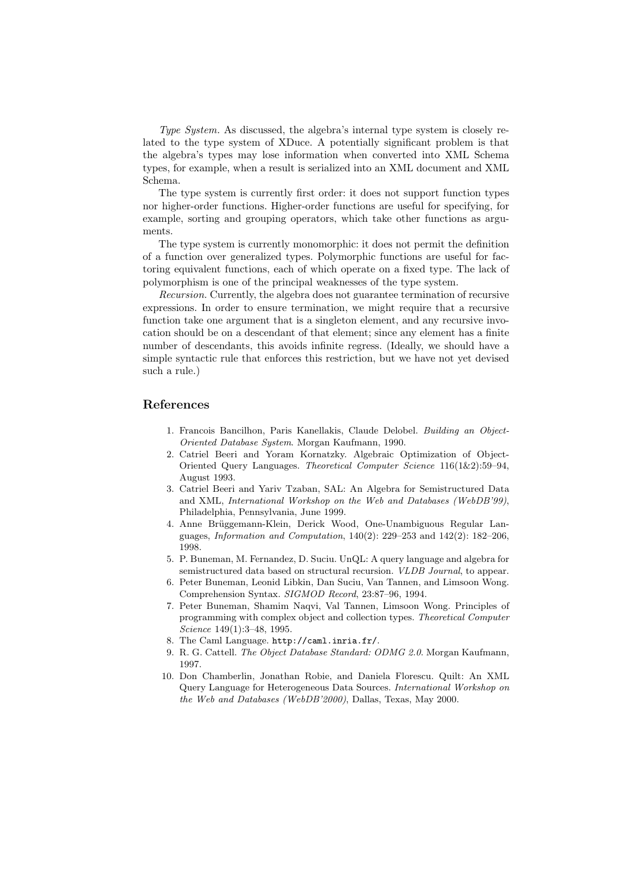*Type System.* As discussed, the algebra's internal type system is closely related to the type system of XDuce. A potentially significant problem is that the algebra's types may lose information when converted into XML Schema types, for example, when a result is serialized into an XML document and XML Schema.

The type system is currently first order: it does not support function types nor higher-order functions. Higher-order functions are useful for specifying, for example, sorting and grouping operators, which take other functions as arguments.

The type system is currently monomorphic: it does not permit the definition of a function over generalized types. Polymorphic functions are useful for factoring equivalent functions, each of which operate on a fixed type. The lack of polymorphism is one of the principal weaknesses of the type system.

*Recursion.* Currently, the algebra does not guarantee termination of recursive expressions. In order to ensure termination, we might require that a recursive function take one argument that is a singleton element, and any recursive invocation should be on a descendant of that element; since any element has a finite number of descendants, this avoids infinite regress. (Ideally, we should have a simple syntactic rule that enforces this restriction, but we have not yet devised such a rule.)

## References

1. Francois Bancilhon, Paris Kanellakis, Claude Delobel. *Building an Object-Oriented Database System*. Morgan Kaufmann, 1990.
2. Catriel Beeri and Yoram Kornatzky. Algebraic Optimization of Object-Oriented Query Languages. *Theoretical Computer Science* 116(1&2):59–94, August 1993.
3. Catriel Beeri and Yariv Tzaban, SAL: An Algebra for Semistructured Data and XML, *International Workshop on the Web and Databases (WebDB'99)*, Philadelphia, Pennsylvania, June 1999.
4. Anne Brüggemann-Klein, Derick Wood, One-Unambiguous Regular Languages, *Information and Computation*, 140(2): 229–253 and 142(2): 182–206, 1998.
5. P. Buneman, M. Fernandez, D. Suciu. UnQL: A query language and algebra for semistructured data based on structural recursion. *VLDB Journal*, to appear.
6. Peter Buneman, Leonid Libkin, Dan Suciu, Van Tannen, and Limsoon Wong. Comprehension Syntax. *SIGMOD Record*, 23:87–96, 1994.
7. Peter Buneman, Shamim Naqvi, Val Tannen, Limsoon Wong. Principles of programming with complex object and collection types. *Theoretical Computer Science* 149(1):3–48, 1995.
8. The Caml Language. `http://caml.inria.fr/`.
9. R. G. Cattell. *The Object Database Standard: ODMG 2.0*. Morgan Kaufmann, 1997.
10. Don Chamberlin, Jonathan Robie, and Daniela Florescu. Quilt: An XML Query Language for Heterogeneous Data Sources. *International Workshop on the Web and Databases (WebDB'2000)*, Dallas, Texas, May 2000.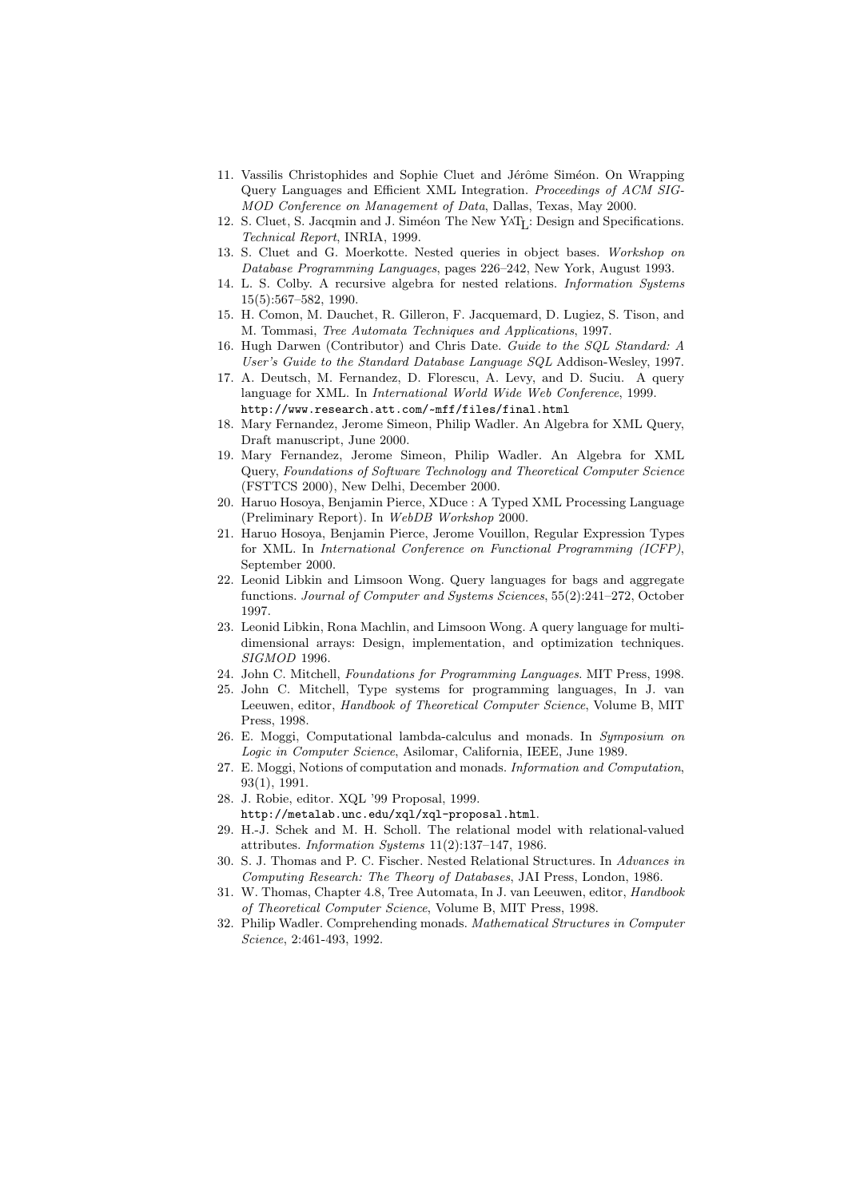11. Vassilis Christophides and Sophie Cluet and Jérôme Siméon. On Wrapping Query Languages and Efficient XML Integration. *Proceedings of ACM SIGMOD Conference on Management of Data*, Dallas, Texas, May 2000.
12. S. Cluet, S. Jacqmin and J. Siméon The New YAT$_L$: Design and Specifications. *Technical Report*, INRIA, 1999.
13. S. Cluet and G. Moerkotte. Nested queries in object bases. *Workshop on Database Programming Languages*, pages 226–242, New York, August 1993.
14. L. S. Colby. A recursive algebra for nested relations. *Information Systems* 15(5):567–582, 1990.
15. H. Comon, M. Dauchet, R. Gilleron, F. Jacquemard, D. Lugiez, S. Tison, and M. Tommasi, *Tree Automata Techniques and Applications*, 1997.
16. Hugh Darwen (Contributor) and Chris Date. *Guide to the SQL Standard: A User's Guide to the Standard Database Language SQL* Addison-Wesley, 1997.
17. A. Deutsch, M. Fernandez, D. Florescu, A. Levy, and D. Suciu. A query language for XML. In *International World Wide Web Conference*, 1999. http://www.research.att.com/~mff/files/final.html
18. Mary Fernandez, Jerome Simeon, Philip Wadler. An Algebra for XML Query, Draft manuscript, June 2000.
19. Mary Fernandez, Jerome Simeon, Philip Wadler. An Algebra for XML Query, *Foundations of Software Technology and Theoretical Computer Science* (FSTTCS 2000), New Delhi, December 2000.
20. Haruo Hosoya, Benjamin Pierce, XDuce : A Typed XML Processing Language (Preliminary Report). In *WebDB Workshop* 2000.
21. Haruo Hosoya, Benjamin Pierce, Jerome Vouillon, Regular Expression Types for XML. In *International Conference on Functional Programming (ICFP)*, September 2000.
22. Leonid Libkin and Limsoon Wong. Query languages for bags and aggregate functions. *Journal of Computer and Systems Sciences*, 55(2):241–272, October 1997.
23. Leonid Libkin, Rona Machlin, and Limsoon Wong. A query language for multidimensional arrays: Design, implementation, and optimization techniques. *SIGMOD* 1996.
24. John C. Mitchell, *Foundations for Programming Languages*. MIT Press, 1998.
25. John C. Mitchell, Type systems for programming languages, In J. van Leeuwen, editor, *Handbook of Theoretical Computer Science*, Volume B, MIT Press, 1998.
26. E. Moggi, Computational lambda-calculus and monads. In *Symposium on Logic in Computer Science*, Asilomar, California, IEEE, June 1989.
27. E. Moggi, Notions of computation and monads. *Information and Computation*, 93(1), 1991.
28. J. Robie, editor. XQL '99 Proposal, 1999. http://metalab.unc.edu/xql/xql-proposal.html.
29. H.-J. Schek and M. H. Scholl. The relational model with relational-valued attributes. *Information Systems* 11(2):137–147, 1986.
30. S. J. Thomas and P. C. Fischer. Nested Relational Structures. In *Advances in Computing Research: The Theory of Databases*, JAI Press, London, 1986.
31. W. Thomas, Chapter 4.8, Tree Automata, In J. van Leeuwen, editor, *Handbook of Theoretical Computer Science*, Volume B, MIT Press, 1998.
32. Philip Wadler. Comprehending monads. *Mathematical Structures in Computer Science*, 2:461-493, 1992.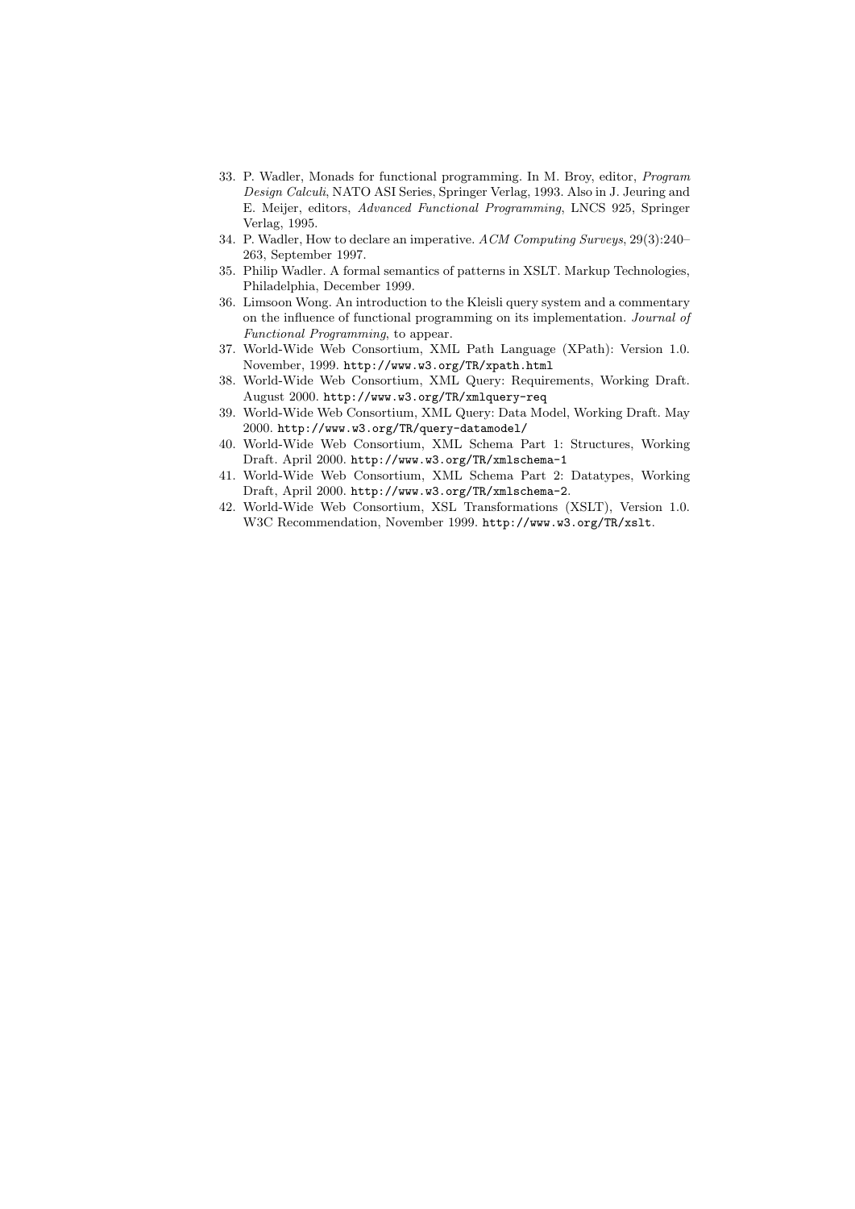33. P. Wadler, Monads for functional programming. In M. Broy, editor, *Program Design Calculi*, NATO ASI Series, Springer Verlag, 1993. Also in J. Jeuring and E. Meijer, editors, *Advanced Functional Programming*, LNCS 925, Springer Verlag, 1995.
34. P. Wadler, How to declare an imperative. *ACM Computing Surveys*, 29(3):240–263, September 1997.
35. Philip Wadler. A formal semantics of patterns in XSLT. Markup Technologies, Philadelphia, December 1999.
36. Limsoon Wong. An introduction to the Kleisli query system and a commentary on the influence of functional programming on its implementation. *Journal of Functional Programming*, to appear.
37. World-Wide Web Consortium, XML Path Language (XPath): Version 1.0. November, 1999. `http://www.w3.org/TR/xpath.html`
38. World-Wide Web Consortium, XML Query: Requirements, Working Draft. August 2000. `http://www.w3.org/TR/xmlquery-req`
39. World-Wide Web Consortium, XML Query: Data Model, Working Draft. May 2000. `http://www.w3.org/TR/query-datamodel/`
40. World-Wide Web Consortium, XML Schema Part 1: Structures, Working Draft. April 2000. `http://www.w3.org/TR/xmlschema-1`
41. World-Wide Web Consortium, XML Schema Part 2: Datatypes, Working Draft, April 2000. `http://www.w3.org/TR/xmlschema-2`.
42. World-Wide Web Consortium, XSL Transformations (XSLT), Version 1.0. W3C Recommendation, November 1999. `http://www.w3.org/TR/xslt`.